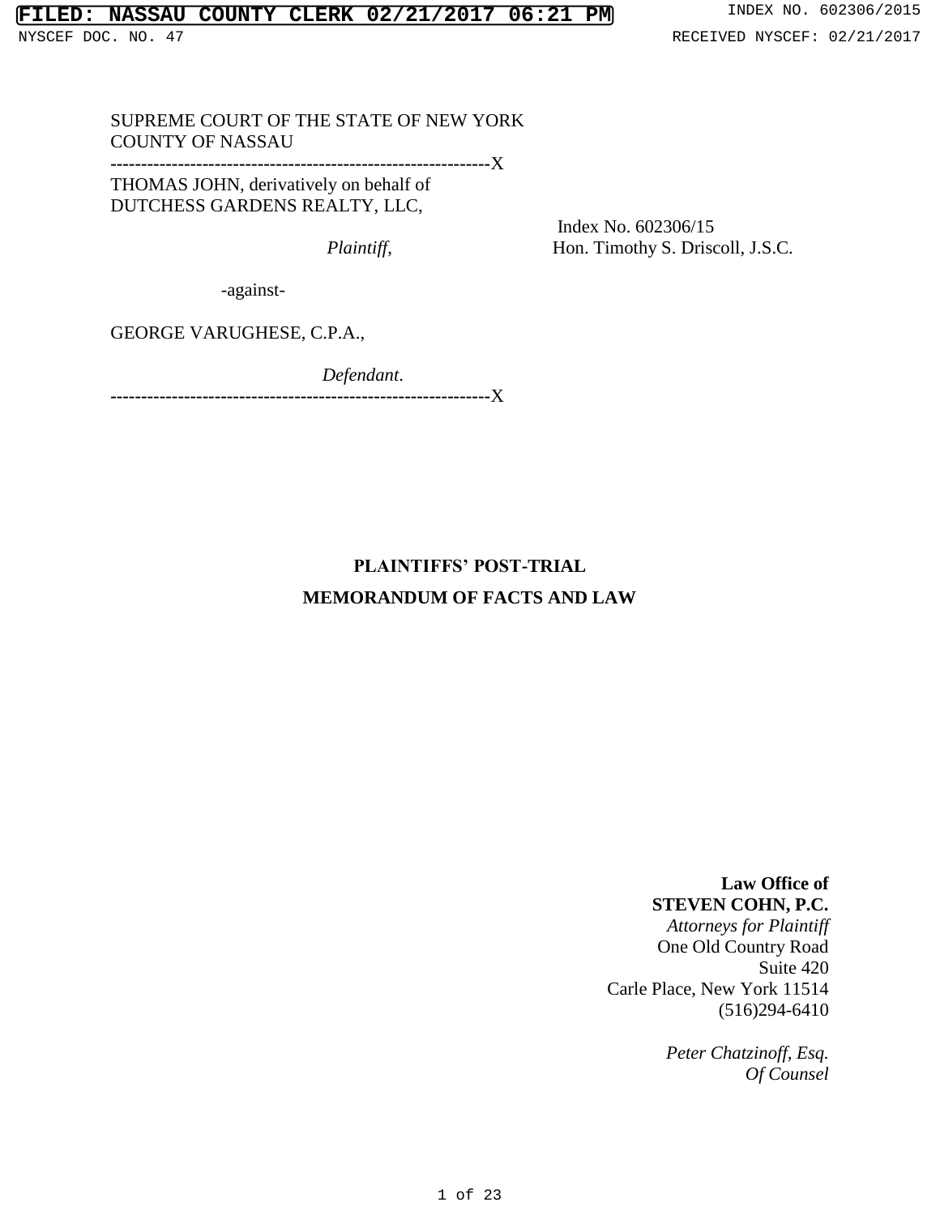SUPREME COURT OF THE STATE OF NEW YORK
COUNTY OF NASSAU

--------------------------------------------------------------X

THOMAS JOHN, derivatively on behalf of
DUTCHESS GARDENS REALTY, LLC,

*Plaintiff*,

Index No. 602306/15
Hon. Timothy S. Driscoll, J.S.C.

-against-

GEORGE VARUGHESE, C.P.A.,

*Defendant*.

--------------------------------------------------------------X

**PLAINTIFFS' POST-TRIAL**

**MEMORANDUM OF FACTS AND LAW**

**Law Office of**
**STEVEN COHN, P.C.**
*Attorneys for Plaintiff*
One Old Country Road
Suite 420
Carle Place, New York 11514
(516)294-6410

*Peter Chatzinoff, Esq.*
*Of Counsel*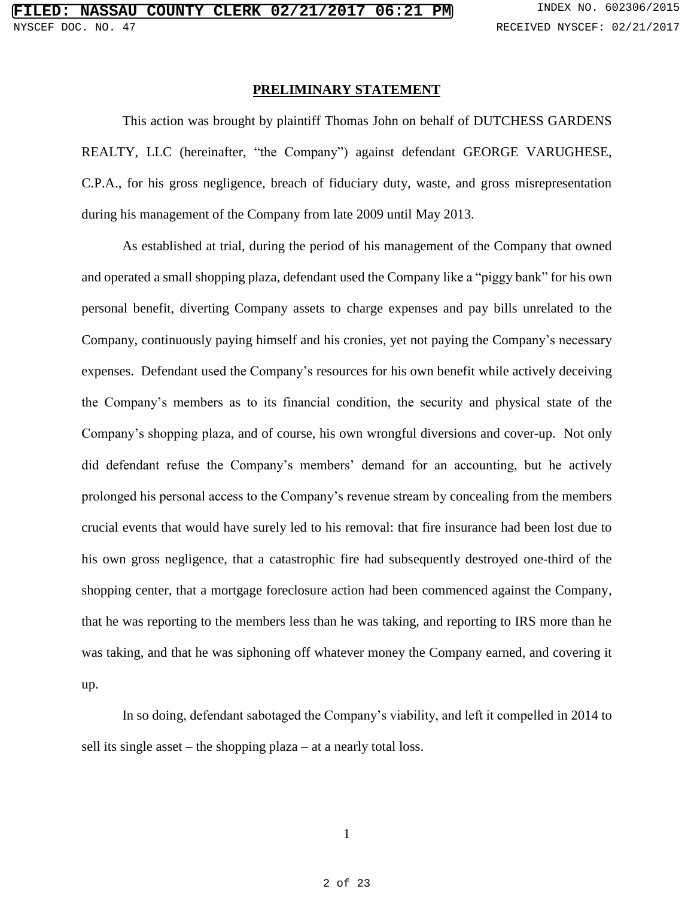## PRELIMINARY STATEMENT

This action was brought by plaintiff Thomas John on behalf of DUTCHESS GARDENS REALTY, LLC (hereinafter, "the Company") against defendant GEORGE VARUGHESE, C.P.A., for his gross negligence, breach of fiduciary duty, waste, and gross misrepresentation during his management of the Company from late 2009 until May 2013.

As established at trial, during the period of his management of the Company that owned and operated a small shopping plaza, defendant used the Company like a "piggy bank" for his own personal benefit, diverting Company assets to charge expenses and pay bills unrelated to the Company, continuously paying himself and his cronies, yet not paying the Company's necessary expenses. Defendant used the Company's resources for his own benefit while actively deceiving the Company's members as to its financial condition, the security and physical state of the Company's shopping plaza, and of course, his own wrongful diversions and cover-up. Not only did defendant refuse the Company's members' demand for an accounting, but he actively prolonged his personal access to the Company's revenue stream by concealing from the members crucial events that would have surely led to his removal: that fire insurance had been lost due to his own gross negligence, that a catastrophic fire had subsequently destroyed one-third of the shopping center, that a mortgage foreclosure action had been commenced against the Company, that he was reporting to the members less than he was taking, and reporting to IRS more than he was taking, and that he was siphoning off whatever money the Company earned, and covering it up.

In so doing, defendant sabotaged the Company's viability, and left it compelled in 2014 to sell its single asset – the shopping plaza – at a nearly total loss.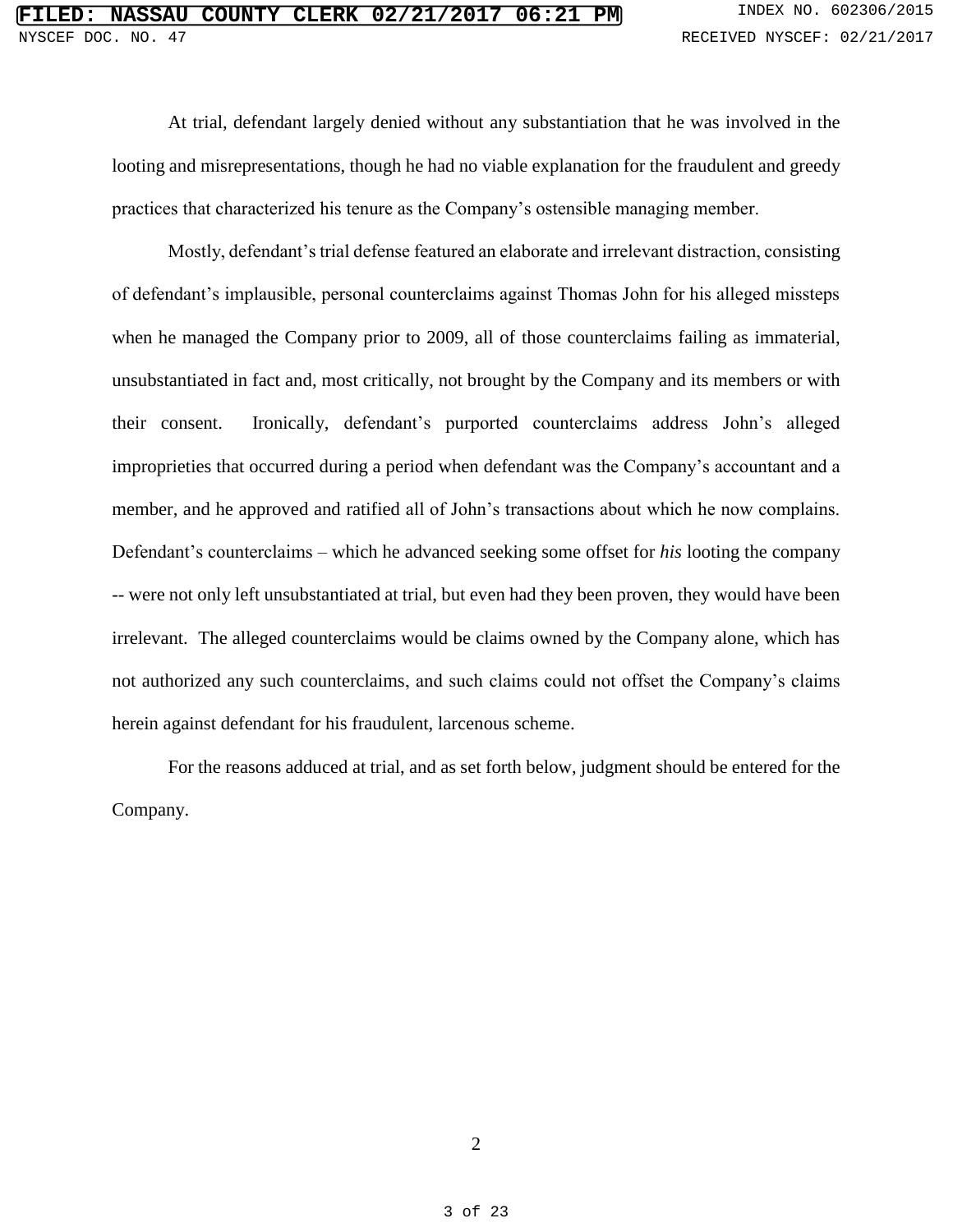At trial, defendant largely denied without any substantiation that he was involved in the looting and misrepresentations, though he had no viable explanation for the fraudulent and greedy practices that characterized his tenure as the Company's ostensible managing member.

Mostly, defendant's trial defense featured an elaborate and irrelevant distraction, consisting of defendant's implausible, personal counterclaims against Thomas John for his alleged missteps when he managed the Company prior to 2009, all of those counterclaims failing as immaterial, unsubstantiated in fact and, most critically, not brought by the Company and its members or with their consent. Ironically, defendant's purported counterclaims address John's alleged improprieties that occurred during a period when defendant was the Company's accountant and a member, and he approved and ratified all of John's transactions about which he now complains. Defendant's counterclaims – which he advanced seeking some offset for *his* looting the company -- were not only left unsubstantiated at trial, but even had they been proven, they would have been irrelevant. The alleged counterclaims would be claims owned by the Company alone, which has not authorized any such counterclaims, and such claims could not offset the Company's claims herein against defendant for his fraudulent, larcenous scheme.

For the reasons adduced at trial, and as set forth below, judgment should be entered for the Company.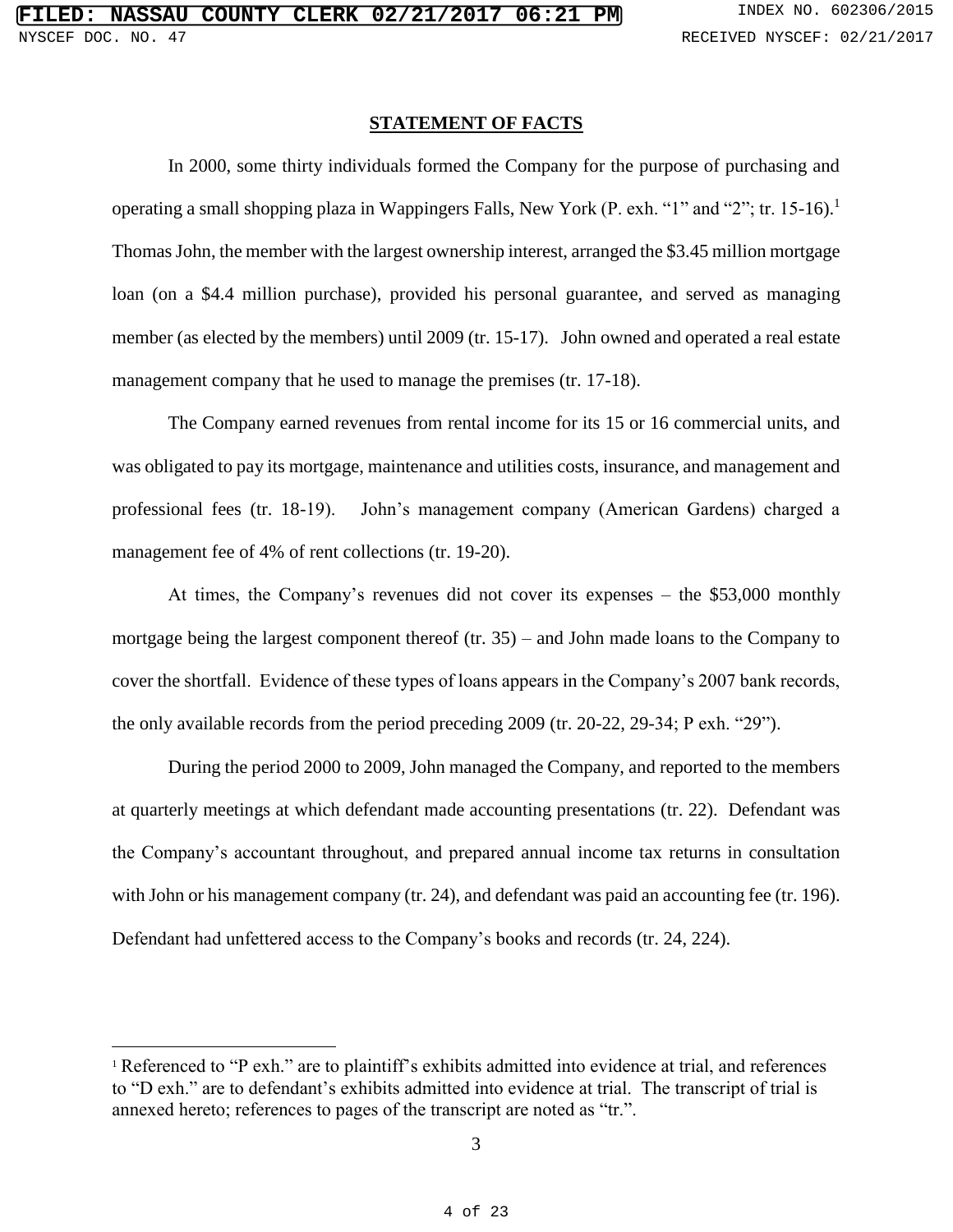## STATEMENT OF FACTS

In 2000, some thirty individuals formed the Company for the purpose of purchasing and operating a small shopping plaza in Wappingers Falls, New York (P. exh. "1" and "2"; tr. 15-16).[1] Thomas John, the member with the largest ownership interest, arranged the $3.45 million mortgage loan (on a $4.4 million purchase), provided his personal guarantee, and served as managing member (as elected by the members) until 2009 (tr. 15-17). John owned and operated a real estate management company that he used to manage the premises (tr. 17-18).

The Company earned revenues from rental income for its 15 or 16 commercial units, and was obligated to pay its mortgage, maintenance and utilities costs, insurance, and management and professional fees (tr. 18-19). John's management company (American Gardens) charged a management fee of 4% of rent collections (tr. 19-20).

At times, the Company's revenues did not cover its expenses – the $53,000 monthly mortgage being the largest component thereof (tr. 35) – and John made loans to the Company to cover the shortfall. Evidence of these types of loans appears in the Company's 2007 bank records, the only available records from the period preceding 2009 (tr. 20-22, 29-34; P exh. "29").

During the period 2000 to 2009, John managed the Company, and reported to the members at quarterly meetings at which defendant made accounting presentations (tr. 22). Defendant was the Company's accountant throughout, and prepared annual income tax returns in consultation with John or his management company (tr. 24), and defendant was paid an accounting fee (tr. 196). Defendant had unfettered access to the Company's books and records (tr. 24, 224).

[1] Referenced to "P exh." are to plaintiff's exhibits admitted into evidence at trial, and references to "D exh." are to defendant's exhibits admitted into evidence at trial. The transcript of trial is annexed hereto; references to pages of the transcript are noted as "tr.".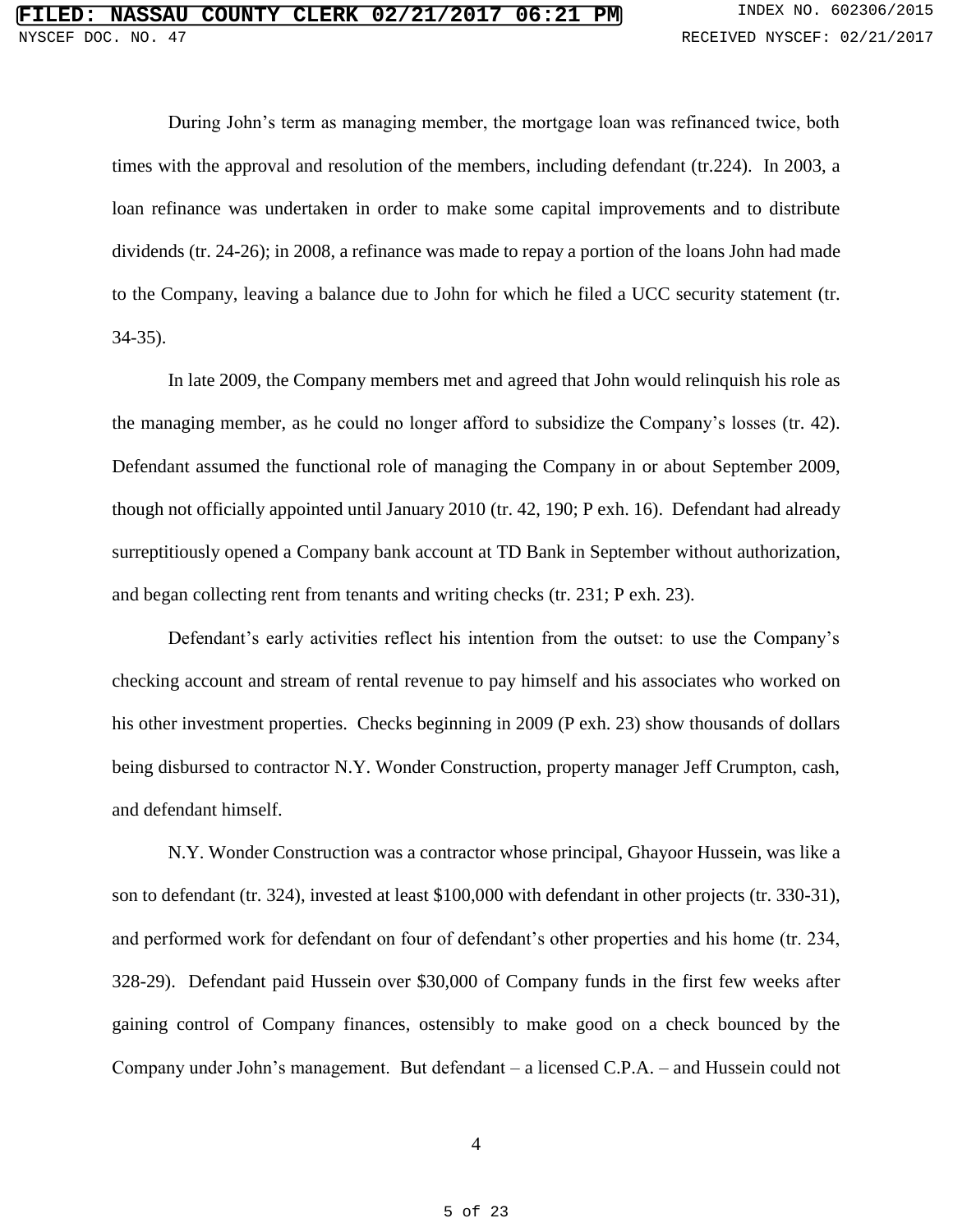During John's term as managing member, the mortgage loan was refinanced twice, both times with the approval and resolution of the members, including defendant (tr.224). In 2003, a loan refinance was undertaken in order to make some capital improvements and to distribute dividends (tr. 24-26); in 2008, a refinance was made to repay a portion of the loans John had made to the Company, leaving a balance due to John for which he filed a UCC security statement (tr. 34-35).

In late 2009, the Company members met and agreed that John would relinquish his role as the managing member, as he could no longer afford to subsidize the Company's losses (tr. 42). Defendant assumed the functional role of managing the Company in or about September 2009, though not officially appointed until January 2010 (tr. 42, 190; P exh. 16). Defendant had already surreptitiously opened a Company bank account at TD Bank in September without authorization, and began collecting rent from tenants and writing checks (tr. 231; P exh. 23).

Defendant's early activities reflect his intention from the outset: to use the Company's checking account and stream of rental revenue to pay himself and his associates who worked on his other investment properties. Checks beginning in 2009 (P exh. 23) show thousands of dollars being disbursed to contractor N.Y. Wonder Construction, property manager Jeff Crumpton, cash, and defendant himself.

N.Y. Wonder Construction was a contractor whose principal, Ghayoor Hussein, was like a son to defendant (tr. 324), invested at least $100,000 with defendant in other projects (tr. 330-31), and performed work for defendant on four of defendant's other properties and his home (tr. 234, 328-29). Defendant paid Hussein over $30,000 of Company funds in the first few weeks after gaining control of Company finances, ostensibly to make good on a check bounced by the Company under John's management. But defendant – a licensed C.P.A. – and Hussein could not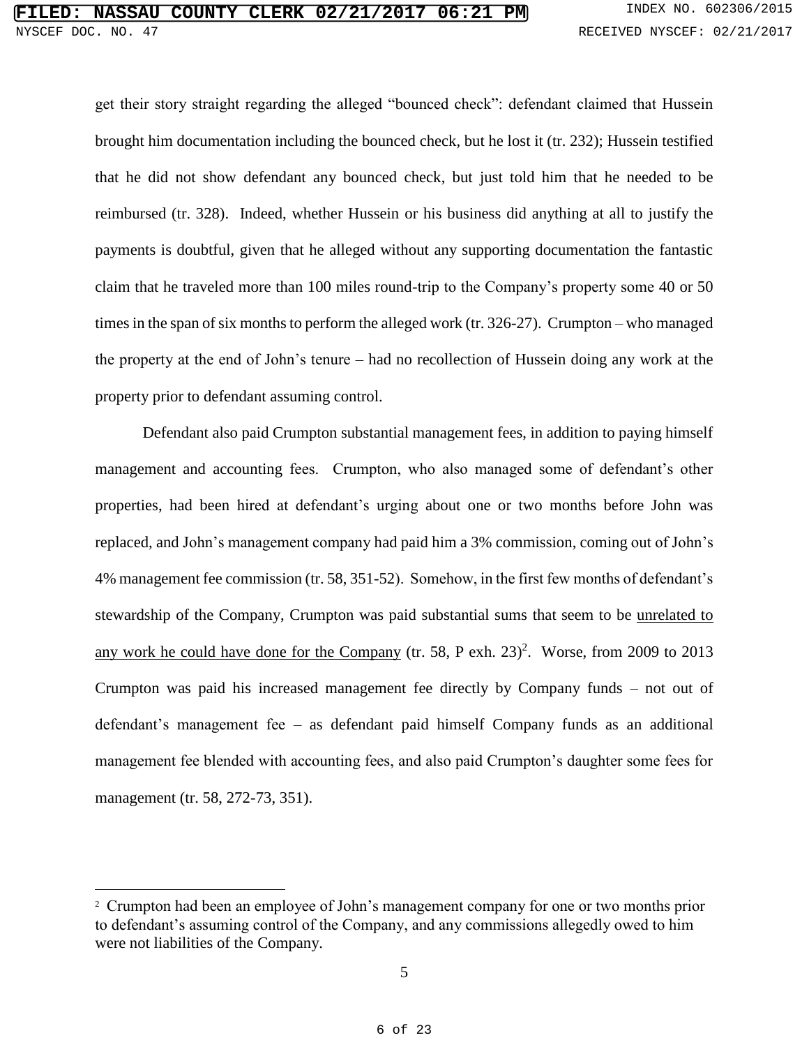get their story straight regarding the alleged "bounced check": defendant claimed that Hussein brought him documentation including the bounced check, but he lost it (tr. 232); Hussein testified that he did not show defendant any bounced check, but just told him that he needed to be reimbursed (tr. 328). Indeed, whether Hussein or his business did anything at all to justify the payments is doubtful, given that he alleged without any supporting documentation the fantastic claim that he traveled more than 100 miles round-trip to the Company's property some 40 or 50 times in the span of six months to perform the alleged work (tr. 326-27). Crumpton – who managed the property at the end of John's tenure – had no recollection of Hussein doing any work at the property prior to defendant assuming control.

Defendant also paid Crumpton substantial management fees, in addition to paying himself management and accounting fees. Crumpton, who also managed some of defendant's other properties, had been hired at defendant's urging about one or two months before John was replaced, and John's management company had paid him a 3% commission, coming out of John's 4% management fee commission (tr. 58, 351-52). Somehow, in the first few months of defendant's stewardship of the Company, Crumpton was paid substantial sums that seem to be <u>unrelated to any work he could have done for the Company</u> (tr. 58, P exh. 23)[2]. Worse, from 2009 to 2013 Crumpton was paid his increased management fee directly by Company funds – not out of defendant's management fee – as defendant paid himself Company funds as an additional management fee blended with accounting fees, and also paid Crumpton's daughter some fees for management (tr. 58, 272-73, 351).

---

[2] Crumpton had been an employee of John's management company for one or two months prior to defendant's assuming control of the Company, and any commissions allegedly owed to him were not liabilities of the Company.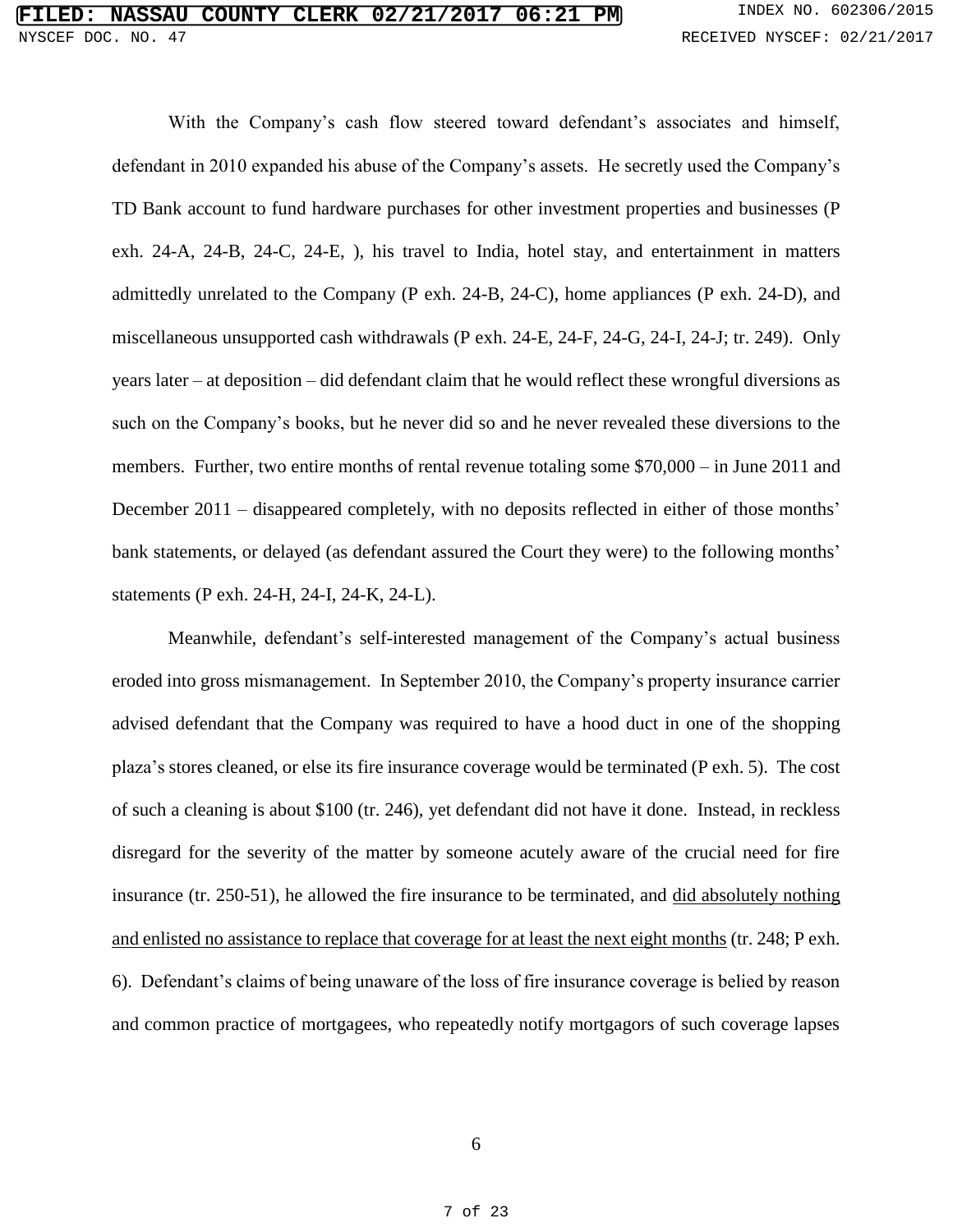With the Company's cash flow steered toward defendant's associates and himself, defendant in 2010 expanded his abuse of the Company's assets. He secretly used the Company's TD Bank account to fund hardware purchases for other investment properties and businesses (P exh. 24-A, 24-B, 24-C, 24-E, ), his travel to India, hotel stay, and entertainment in matters admittedly unrelated to the Company (P exh. 24-B, 24-C), home appliances (P exh. 24-D), and miscellaneous unsupported cash withdrawals (P exh. 24-E, 24-F, 24-G, 24-I, 24-J; tr. 249). Only years later – at deposition – did defendant claim that he would reflect these wrongful diversions as such on the Company's books, but he never did so and he never revealed these diversions to the members. Further, two entire months of rental revenue totaling some $70,000 – in June 2011 and December 2011 – disappeared completely, with no deposits reflected in either of those months' bank statements, or delayed (as defendant assured the Court they were) to the following months' statements (P exh. 24-H, 24-I, 24-K, 24-L).

Meanwhile, defendant's self-interested management of the Company's actual business eroded into gross mismanagement. In September 2010, the Company's property insurance carrier advised defendant that the Company was required to have a hood duct in one of the shopping plaza's stores cleaned, or else its fire insurance coverage would be terminated (P exh. 5). The cost of such a cleaning is about $100 (tr. 246), yet defendant did not have it done. Instead, in reckless disregard for the severity of the matter by someone acutely aware of the crucial need for fire insurance (tr. 250-51), he allowed the fire insurance to be terminated, and <u>did absolutely nothing and enlisted no assistance to replace that coverage for at least the next eight months</u> (tr. 248; P exh. 6). Defendant's claims of being unaware of the loss of fire insurance coverage is belied by reason and common practice of mortgagees, who repeatedly notify mortgagors of such coverage lapses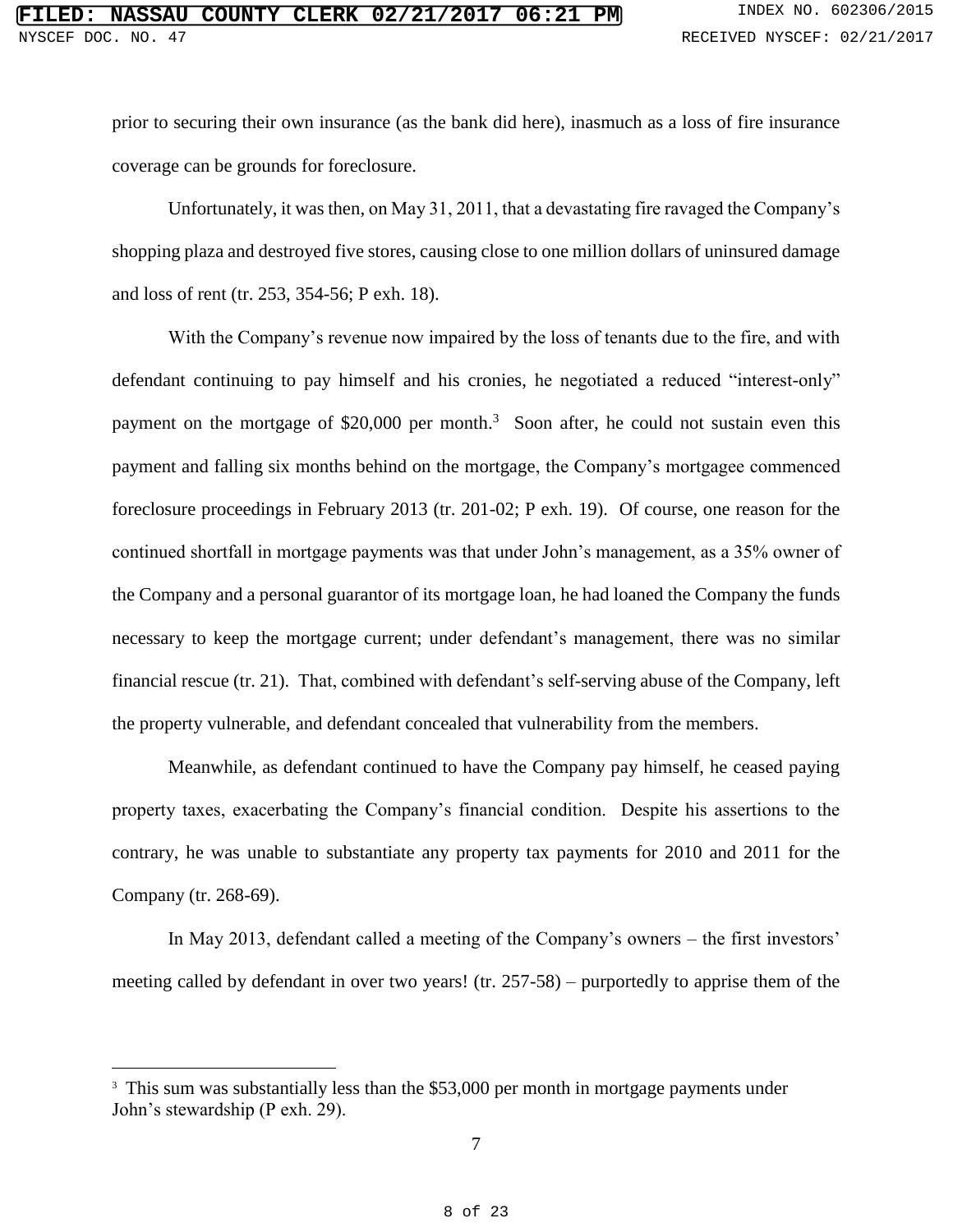prior to securing their own insurance (as the bank did here), inasmuch as a loss of fire insurance coverage can be grounds for foreclosure.

Unfortunately, it was then, on May 31, 2011, that a devastating fire ravaged the Company's shopping plaza and destroyed five stores, causing close to one million dollars of uninsured damage and loss of rent (tr. 253, 354-56; P exh. 18).

With the Company's revenue now impaired by the loss of tenants due to the fire, and with defendant continuing to pay himself and his cronies, he negotiated a reduced "interest-only" payment on the mortgage of $20,000 per month.[3] Soon after, he could not sustain even this payment and falling six months behind on the mortgage, the Company's mortgagee commenced foreclosure proceedings in February 2013 (tr. 201-02; P exh. 19). Of course, one reason for the continued shortfall in mortgage payments was that under John's management, as a 35% owner of the Company and a personal guarantor of its mortgage loan, he had loaned the Company the funds necessary to keep the mortgage current; under defendant's management, there was no similar financial rescue (tr. 21). That, combined with defendant's self-serving abuse of the Company, left the property vulnerable, and defendant concealed that vulnerability from the members.

Meanwhile, as defendant continued to have the Company pay himself, he ceased paying property taxes, exacerbating the Company's financial condition. Despite his assertions to the contrary, he was unable to substantiate any property tax payments for 2010 and 2011 for the Company (tr. 268-69).

In May 2013, defendant called a meeting of the Company's owners – the first investors' meeting called by defendant in over two years! (tr. 257-58) – purportedly to apprise them of the

[3] This sum was substantially less than the $53,000 per month in mortgage payments under John's stewardship (P exh. 29).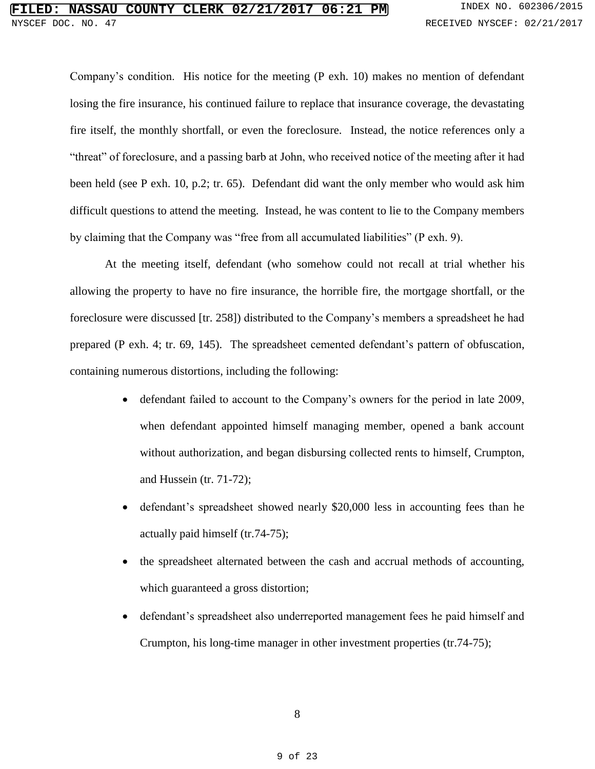Company's condition. His notice for the meeting (P exh. 10) makes no mention of defendant losing the fire insurance, his continued failure to replace that insurance coverage, the devastating fire itself, the monthly shortfall, or even the foreclosure. Instead, the notice references only a "threat" of foreclosure, and a passing barb at John, who received notice of the meeting after it had been held (see P exh. 10, p.2; tr. 65). Defendant did want the only member who would ask him difficult questions to attend the meeting. Instead, he was content to lie to the Company members by claiming that the Company was "free from all accumulated liabilities" (P exh. 9).

At the meeting itself, defendant (who somehow could not recall at trial whether his allowing the property to have no fire insurance, the horrible fire, the mortgage shortfall, or the foreclosure were discussed [tr. 258]) distributed to the Company's members a spreadsheet he had prepared (P exh. 4; tr. 69, 145). The spreadsheet cemented defendant's pattern of obfuscation, containing numerous distortions, including the following:

- defendant failed to account to the Company's owners for the period in late 2009, when defendant appointed himself managing member, opened a bank account without authorization, and began disbursing collected rents to himself, Crumpton, and Hussein (tr. 71-72);
- defendant's spreadsheet showed nearly $20,000 less in accounting fees than he actually paid himself (tr.74-75);
- the spreadsheet alternated between the cash and accrual methods of accounting, which guaranteed a gross distortion;
- defendant's spreadsheet also underreported management fees he paid himself and Crumpton, his long-time manager in other investment properties (tr.74-75);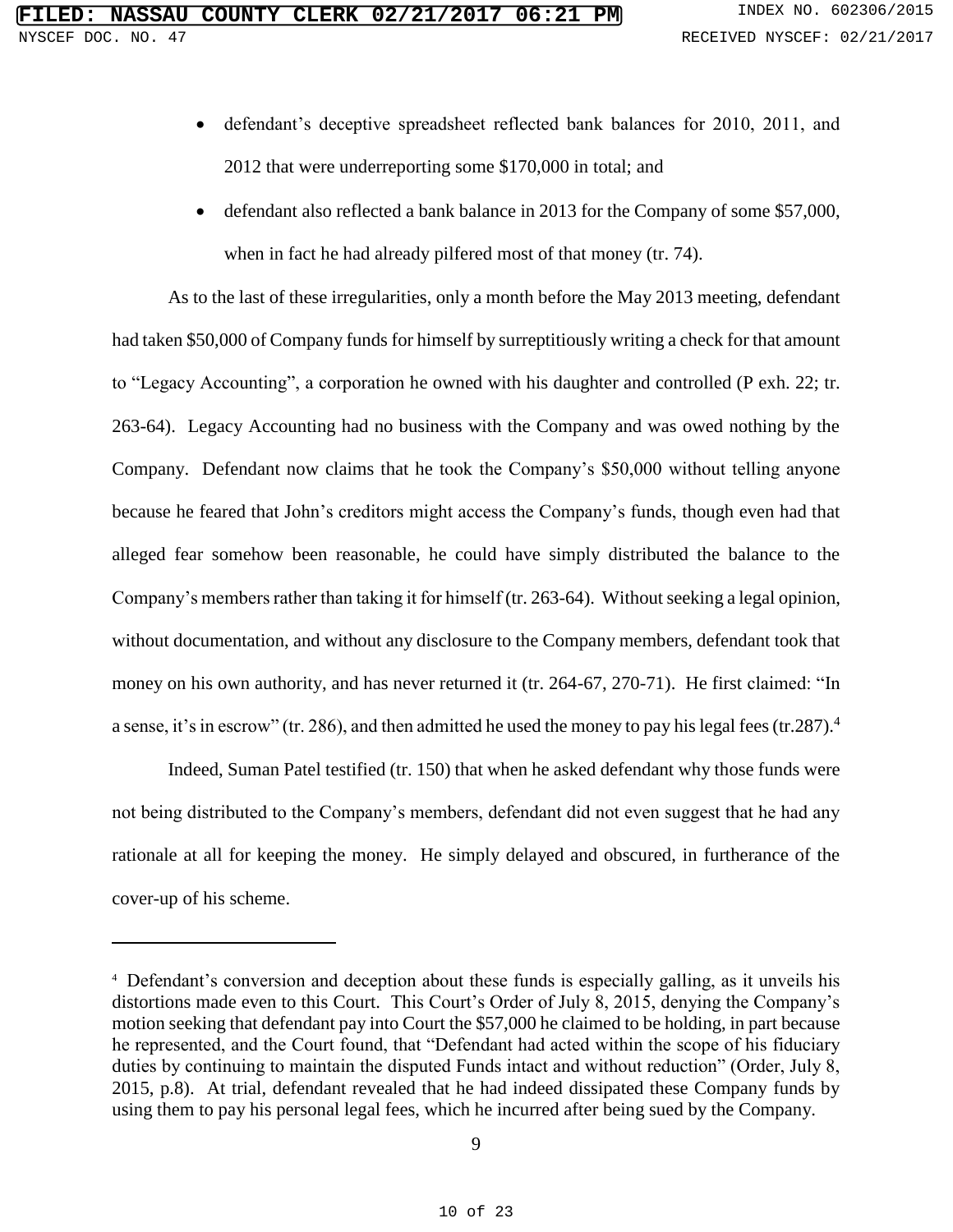- defendant's deceptive spreadsheet reflected bank balances for 2010, 2011, and 2012 that were underreporting some $170,000 in total; and
- defendant also reflected a bank balance in 2013 for the Company of some $57,000, when in fact he had already pilfered most of that money (tr. 74).

As to the last of these irregularities, only a month before the May 2013 meeting, defendant had taken $50,000 of Company funds for himself by surreptitiously writing a check for that amount to "Legacy Accounting", a corporation he owned with his daughter and controlled (P exh. 22; tr. 263-64). Legacy Accounting had no business with the Company and was owed nothing by the Company. Defendant now claims that he took the Company's $50,000 without telling anyone because he feared that John's creditors might access the Company's funds, though even had that alleged fear somehow been reasonable, he could have simply distributed the balance to the Company's members rather than taking it for himself (tr. 263-64). Without seeking a legal opinion, without documentation, and without any disclosure to the Company members, defendant took that money on his own authority, and has never returned it (tr. 264-67, 270-71). He first claimed: "In a sense, it's in escrow" (tr. 286), and then admitted he used the money to pay his legal fees (tr.287).[4]

Indeed, Suman Patel testified (tr. 150) that when he asked defendant why those funds were not being distributed to the Company's members, defendant did not even suggest that he had any rationale at all for keeping the money. He simply delayed and obscured, in furtherance of the cover-up of his scheme.

---

[4] Defendant's conversion and deception about these funds is especially galling, as it unveils his distortions made even to this Court. This Court's Order of July 8, 2015, denying the Company's motion seeking that defendant pay into Court the $57,000 he claimed to be holding, in part because he represented, and the Court found, that "Defendant had acted within the scope of his fiduciary duties by continuing to maintain the disputed Funds intact and without reduction" (Order, July 8, 2015, p.8). At trial, defendant revealed that he had indeed dissipated these Company funds by using them to pay his personal legal fees, which he incurred after being sued by the Company.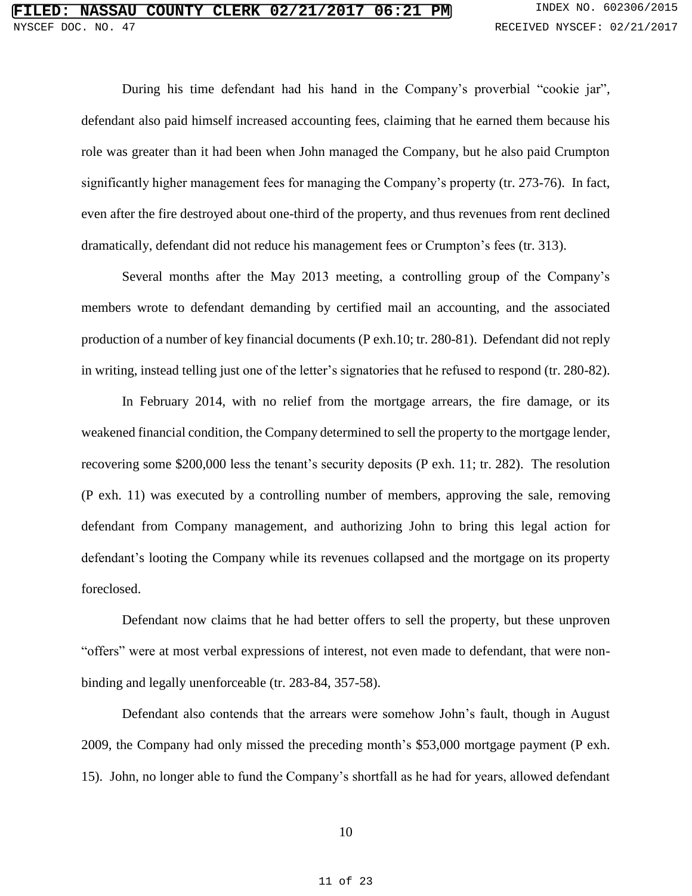During his time defendant had his hand in the Company's proverbial "cookie jar", defendant also paid himself increased accounting fees, claiming that he earned them because his role was greater than it had been when John managed the Company, but he also paid Crumpton significantly higher management fees for managing the Company's property (tr. 273-76). In fact, even after the fire destroyed about one-third of the property, and thus revenues from rent declined dramatically, defendant did not reduce his management fees or Crumpton's fees (tr. 313).

Several months after the May 2013 meeting, a controlling group of the Company's members wrote to defendant demanding by certified mail an accounting, and the associated production of a number of key financial documents (P exh.10; tr. 280-81). Defendant did not reply in writing, instead telling just one of the letter's signatories that he refused to respond (tr. 280-82).

In February 2014, with no relief from the mortgage arrears, the fire damage, or its weakened financial condition, the Company determined to sell the property to the mortgage lender, recovering some $200,000 less the tenant's security deposits (P exh. 11; tr. 282). The resolution (P exh. 11) was executed by a controlling number of members, approving the sale, removing defendant from Company management, and authorizing John to bring this legal action for defendant's looting the Company while its revenues collapsed and the mortgage on its property foreclosed.

Defendant now claims that he had better offers to sell the property, but these unproven "offers" were at most verbal expressions of interest, not even made to defendant, that were non-binding and legally unenforceable (tr. 283-84, 357-58).

Defendant also contends that the arrears were somehow John's fault, though in August 2009, the Company had only missed the preceding month's $53,000 mortgage payment (P exh. 15). John, no longer able to fund the Company's shortfall as he had for years, allowed defendant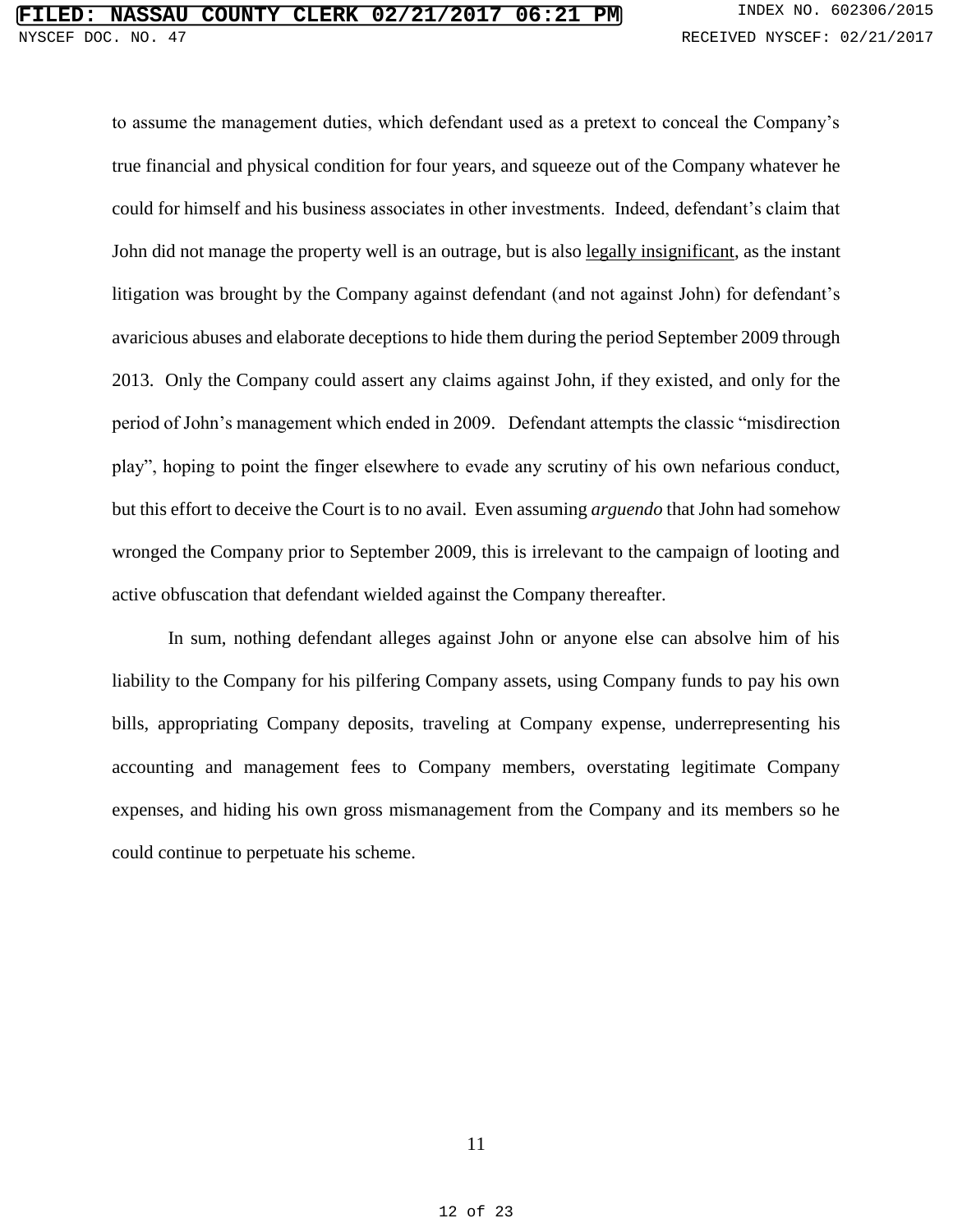to assume the management duties, which defendant used as a pretext to conceal the Company's true financial and physical condition for four years, and squeeze out of the Company whatever he could for himself and his business associates in other investments. Indeed, defendant's claim that John did not manage the property well is an outrage, but is also <u>legally insignificant</u>, as the instant litigation was brought by the Company against defendant (and not against John) for defendant's avaricious abuses and elaborate deceptions to hide them during the period September 2009 through 2013. Only the Company could assert any claims against John, if they existed, and only for the period of John's management which ended in 2009. Defendant attempts the classic "misdirection play", hoping to point the finger elsewhere to evade any scrutiny of his own nefarious conduct, but this effort to deceive the Court is to no avail. Even assuming *arguendo* that John had somehow wronged the Company prior to September 2009, this is irrelevant to the campaign of looting and active obfuscation that defendant wielded against the Company thereafter.

In sum, nothing defendant alleges against John or anyone else can absolve him of his liability to the Company for his pilfering Company assets, using Company funds to pay his own bills, appropriating Company deposits, traveling at Company expense, underrepresenting his accounting and management fees to Company members, overstating legitimate Company expenses, and hiding his own gross mismanagement from the Company and its members so he could continue to perpetuate his scheme.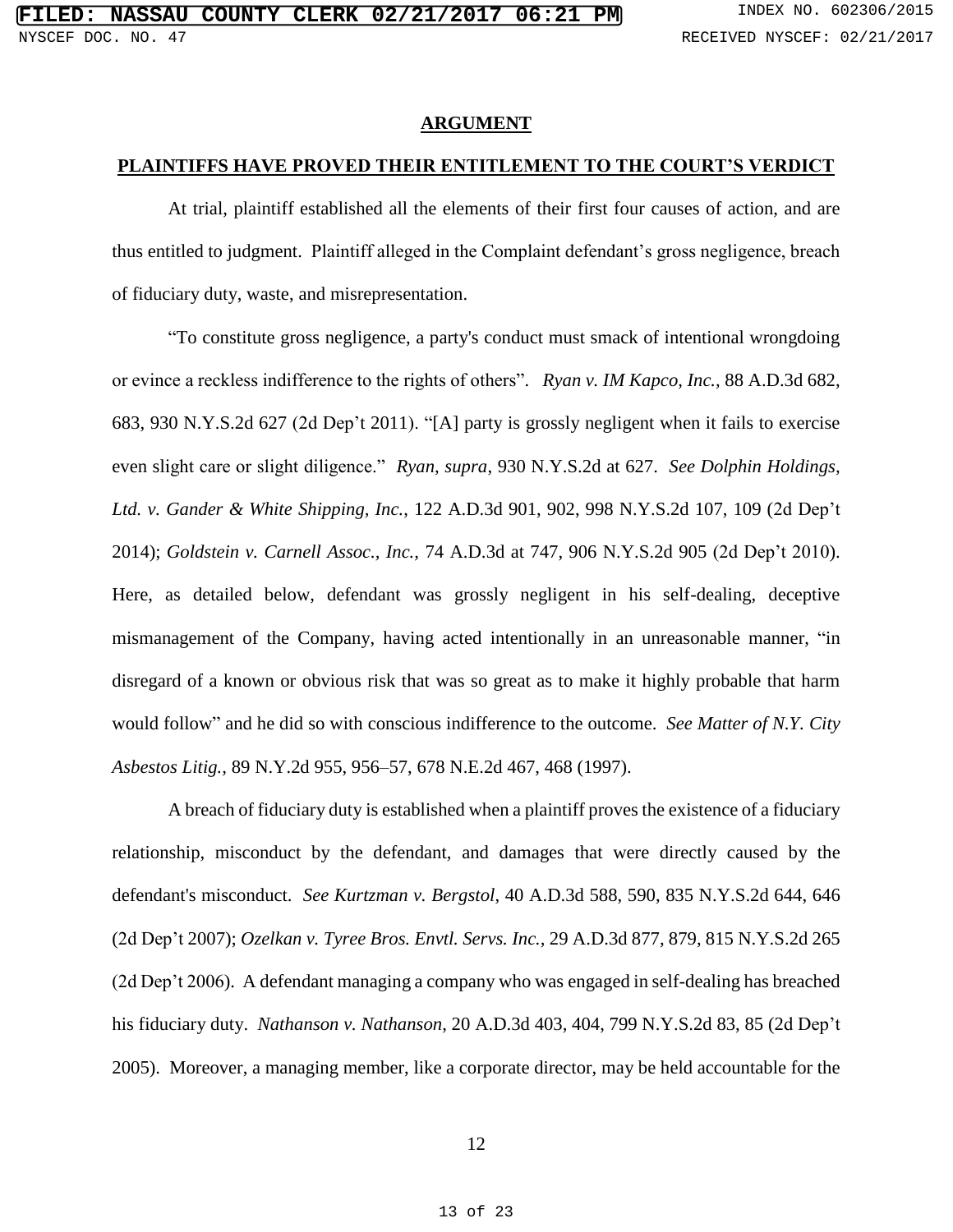## ARGUMENT

## PLAINTIFFS HAVE PROVED THEIR ENTITLEMENT TO THE COURT'S VERDICT

At trial, plaintiff established all the elements of their first four causes of action, and are thus entitled to judgment. Plaintiff alleged in the Complaint defendant's gross negligence, breach of fiduciary duty, waste, and misrepresentation.

"To constitute gross negligence, a party's conduct must smack of intentional wrongdoing or evince a reckless indifference to the rights of others". *Ryan v. IM Kapco, Inc.*, 88 A.D.3d 682, 683, 930 N.Y.S.2d 627 (2d Dep't 2011). "[A] party is grossly negligent when it fails to exercise even slight care or slight diligence." *Ryan, supra*, 930 N.Y.S.2d at 627. *See Dolphin Holdings, Ltd. v. Gander & White Shipping, Inc.*, 122 A.D.3d 901, 902, 998 N.Y.S.2d 107, 109 (2d Dep't 2014); *Goldstein v. Carnell Assoc., Inc.,* 74 A.D.3d at 747, 906 N.Y.S.2d 905 (2d Dep't 2010). Here, as detailed below, defendant was grossly negligent in his self-dealing, deceptive mismanagement of the Company, having acted intentionally in an unreasonable manner, "in disregard of a known or obvious risk that was so great as to make it highly probable that harm would follow" and he did so with conscious indifference to the outcome. *See Matter of N.Y. City Asbestos Litig.,* 89 N.Y.2d 955, 956–57, 678 N.E.2d 467, 468 (1997).

A breach of fiduciary duty is established when a plaintiff proves the existence of a fiduciary relationship, misconduct by the defendant, and damages that were directly caused by the defendant's misconduct. *See Kurtzman v. Bergstol*, 40 A.D.3d 588, 590, 835 N.Y.S.2d 644, 646 (2d Dep't 2007); *Ozelkan v. Tyree Bros. Envtl. Servs. Inc.*, 29 A.D.3d 877, 879, 815 N.Y.S.2d 265 (2d Dep't 2006). A defendant managing a company who was engaged in self-dealing has breached his fiduciary duty. *Nathanson v. Nathanson*, 20 A.D.3d 403, 404, 799 N.Y.S.2d 83, 85 (2d Dep't 2005). Moreover, a managing member, like a corporate director, may be held accountable for the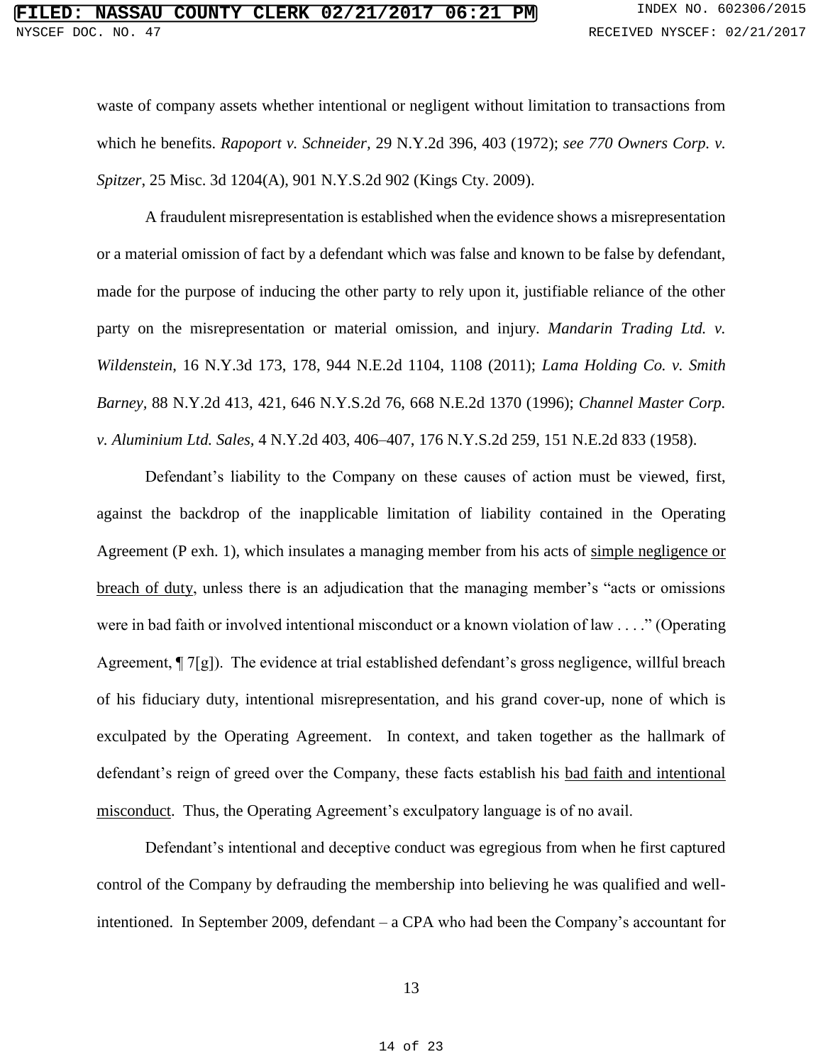waste of company assets whether intentional or negligent without limitation to transactions from which he benefits. *Rapoport v. Schneider*, 29 N.Y.2d 396, 403 (1972); *see 770 Owners Corp. v. Spitzer*, 25 Misc. 3d 1204(A), 901 N.Y.S.2d 902 (Kings Cty. 2009).

A fraudulent misrepresentation is established when the evidence shows a misrepresentation or a material omission of fact by a defendant which was false and known to be false by defendant, made for the purpose of inducing the other party to rely upon it, justifiable reliance of the other party on the misrepresentation or material omission, and injury. *Mandarin Trading Ltd. v. Wildenstein*, 16 N.Y.3d 173, 178, 944 N.E.2d 1104, 1108 (2011); *Lama Holding Co. v. Smith Barney*, 88 N.Y.2d 413, 421, 646 N.Y.S.2d 76, 668 N.E.2d 1370 (1996); *Channel Master Corp. v. Aluminium Ltd. Sales*, 4 N.Y.2d 403, 406–407, 176 N.Y.S.2d 259, 151 N.E.2d 833 (1958).

Defendant's liability to the Company on these causes of action must be viewed, first, against the backdrop of the inapplicable limitation of liability contained in the Operating Agreement (P exh. 1), which insulates a managing member from his acts of <u>simple negligence or breach of duty</u>, unless there is an adjudication that the managing member's "acts or omissions were in bad faith or involved intentional misconduct or a known violation of law . . . ." (Operating Agreement, ¶ 7[g]). The evidence at trial established defendant's gross negligence, willful breach of his fiduciary duty, intentional misrepresentation, and his grand cover-up, none of which is exculpated by the Operating Agreement. In context, and taken together as the hallmark of defendant's reign of greed over the Company, these facts establish his <u>bad faith and intentional misconduct</u>. Thus, the Operating Agreement's exculpatory language is of no avail.

Defendant's intentional and deceptive conduct was egregious from when he first captured control of the Company by defrauding the membership into believing he was qualified and well-intentioned. In September 2009, defendant – a CPA who had been the Company's accountant for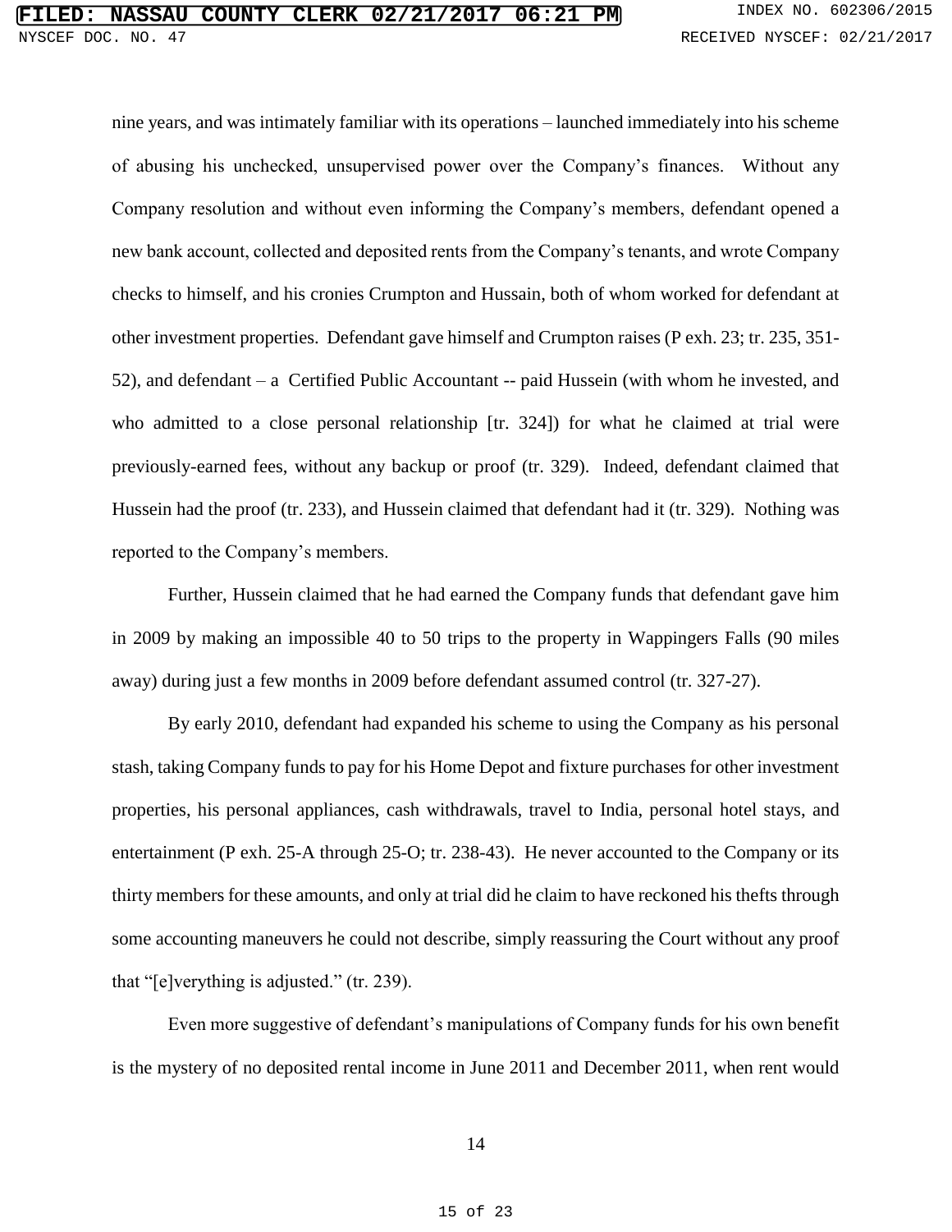nine years, and was intimately familiar with its operations – launched immediately into his scheme of abusing his unchecked, unsupervised power over the Company's finances. Without any Company resolution and without even informing the Company's members, defendant opened a new bank account, collected and deposited rents from the Company's tenants, and wrote Company checks to himself, and his cronies Crumpton and Hussain, both of whom worked for defendant at other investment properties. Defendant gave himself and Crumpton raises (P exh. 23; tr. 235, 351-52), and defendant – a Certified Public Accountant -- paid Hussein (with whom he invested, and who admitted to a close personal relationship [tr. 324]) for what he claimed at trial were previously-earned fees, without any backup or proof (tr. 329). Indeed, defendant claimed that Hussein had the proof (tr. 233), and Hussein claimed that defendant had it (tr. 329). Nothing was reported to the Company's members.

Further, Hussein claimed that he had earned the Company funds that defendant gave him in 2009 by making an impossible 40 to 50 trips to the property in Wappingers Falls (90 miles away) during just a few months in 2009 before defendant assumed control (tr. 327-27).

By early 2010, defendant had expanded his scheme to using the Company as his personal stash, taking Company funds to pay for his Home Depot and fixture purchases for other investment properties, his personal appliances, cash withdrawals, travel to India, personal hotel stays, and entertainment (P exh. 25-A through 25-O; tr. 238-43). He never accounted to the Company or its thirty members for these amounts, and only at trial did he claim to have reckoned his thefts through some accounting maneuvers he could not describe, simply reassuring the Court without any proof that "[e]verything is adjusted." (tr. 239).

Even more suggestive of defendant's manipulations of Company funds for his own benefit is the mystery of no deposited rental income in June 2011 and December 2011, when rent would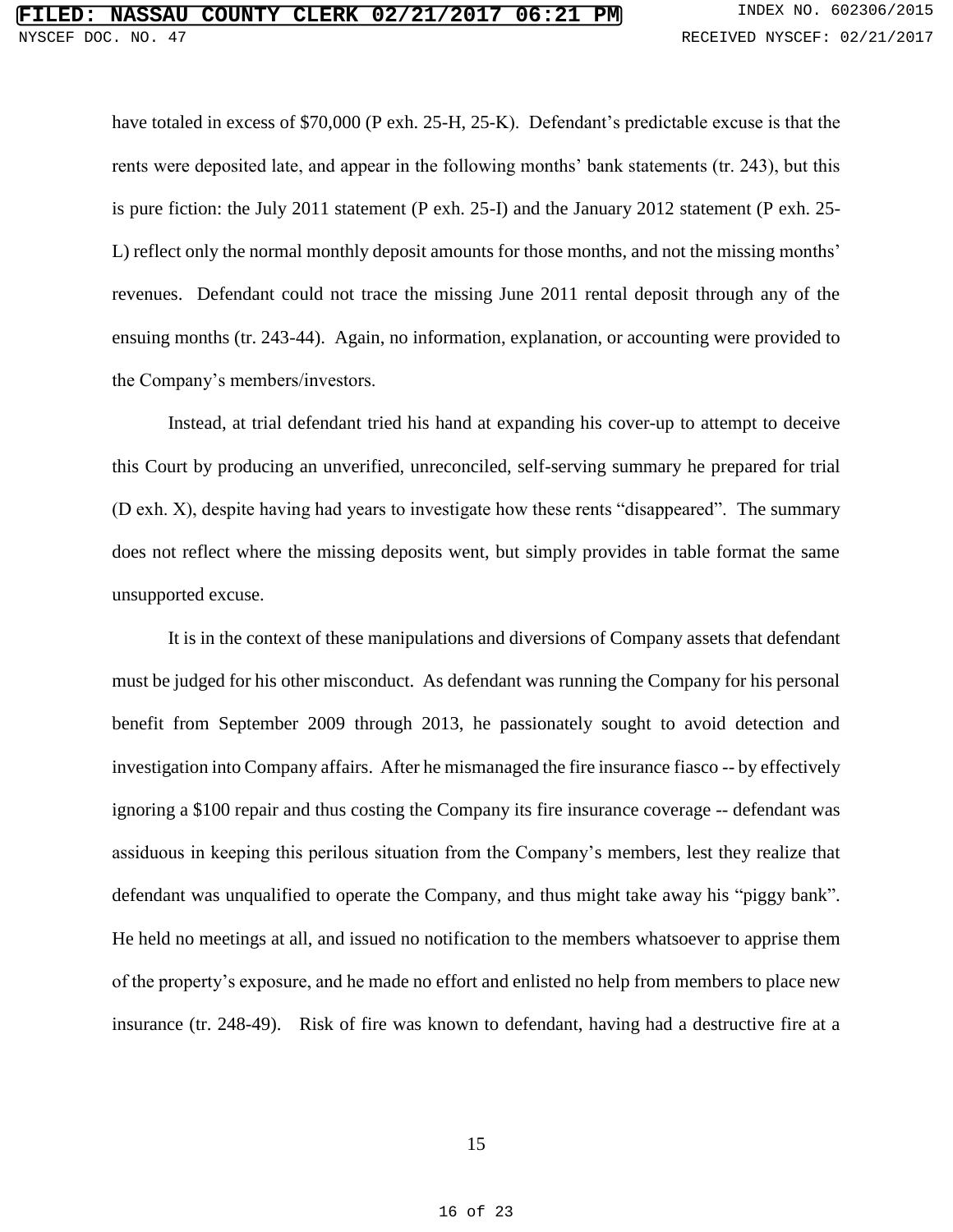have totaled in excess of $70,000 (P exh. 25-H, 25-K). Defendant's predictable excuse is that the rents were deposited late, and appear in the following months' bank statements (tr. 243), but this is pure fiction: the July 2011 statement (P exh. 25-I) and the January 2012 statement (P exh. 25-L) reflect only the normal monthly deposit amounts for those months, and not the missing months' revenues. Defendant could not trace the missing June 2011 rental deposit through any of the ensuing months (tr. 243-44). Again, no information, explanation, or accounting were provided to the Company's members/investors.

Instead, at trial defendant tried his hand at expanding his cover-up to attempt to deceive this Court by producing an unverified, unreconciled, self-serving summary he prepared for trial (D exh. X), despite having had years to investigate how these rents "disappeared". The summary does not reflect where the missing deposits went, but simply provides in table format the same unsupported excuse.

It is in the context of these manipulations and diversions of Company assets that defendant must be judged for his other misconduct. As defendant was running the Company for his personal benefit from September 2009 through 2013, he passionately sought to avoid detection and investigation into Company affairs. After he mismanaged the fire insurance fiasco -- by effectively ignoring a $100 repair and thus costing the Company its fire insurance coverage -- defendant was assiduous in keeping this perilous situation from the Company's members, lest they realize that defendant was unqualified to operate the Company, and thus might take away his "piggy bank". He held no meetings at all, and issued no notification to the members whatsoever to apprise them of the property's exposure, and he made no effort and enlisted no help from members to place new insurance (tr. 248-49). Risk of fire was known to defendant, having had a destructive fire at a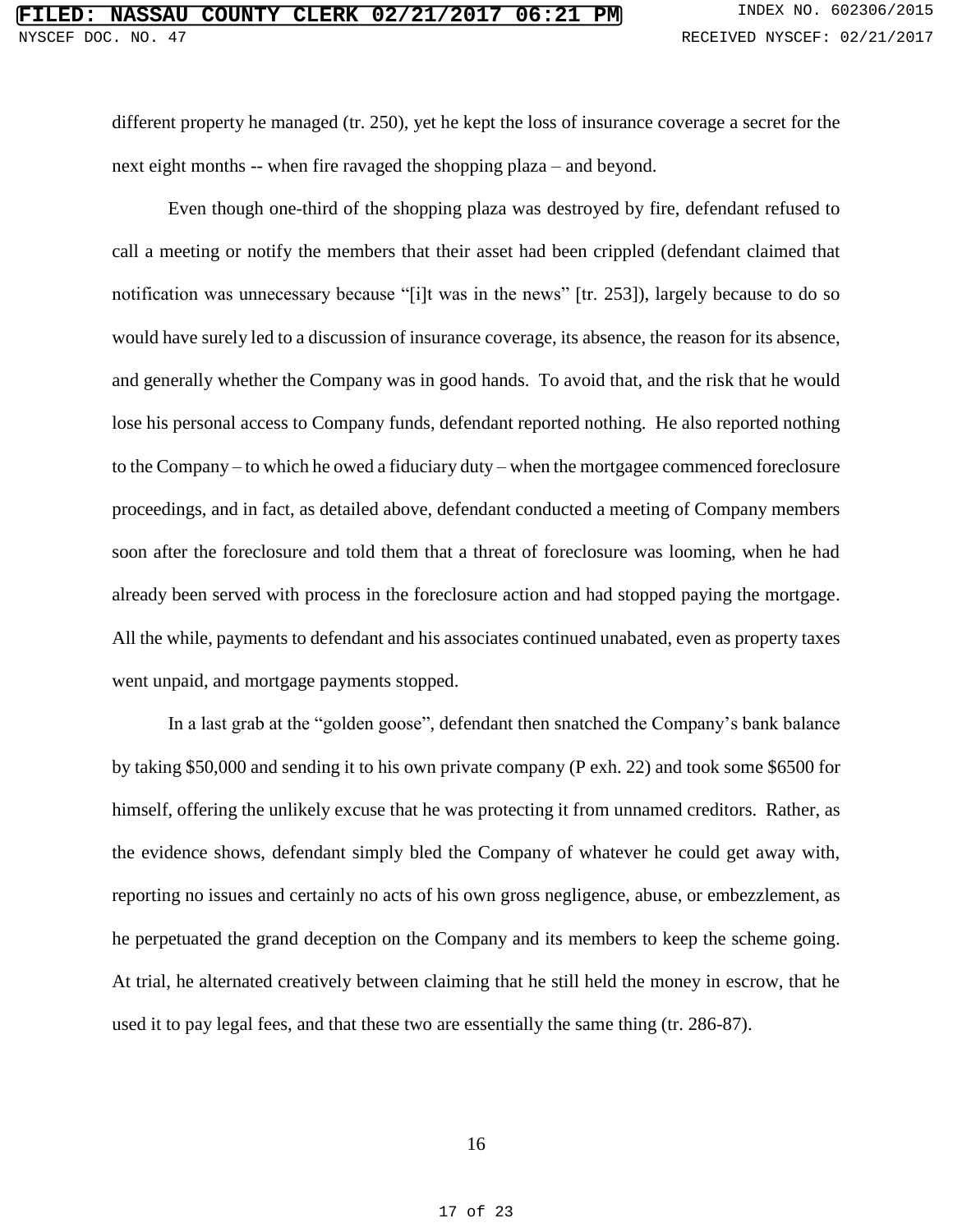different property he managed (tr. 250), yet he kept the loss of insurance coverage a secret for the next eight months -- when fire ravaged the shopping plaza – and beyond.

Even though one-third of the shopping plaza was destroyed by fire, defendant refused to call a meeting or notify the members that their asset had been crippled (defendant claimed that notification was unnecessary because "[i]t was in the news" [tr. 253]), largely because to do so would have surely led to a discussion of insurance coverage, its absence, the reason for its absence, and generally whether the Company was in good hands. To avoid that, and the risk that he would lose his personal access to Company funds, defendant reported nothing. He also reported nothing to the Company – to which he owed a fiduciary duty – when the mortgagee commenced foreclosure proceedings, and in fact, as detailed above, defendant conducted a meeting of Company members soon after the foreclosure and told them that a threat of foreclosure was looming, when he had already been served with process in the foreclosure action and had stopped paying the mortgage. All the while, payments to defendant and his associates continued unabated, even as property taxes went unpaid, and mortgage payments stopped.

In a last grab at the "golden goose", defendant then snatched the Company's bank balance by taking $50,000 and sending it to his own private company (P exh. 22) and took some $6500 for himself, offering the unlikely excuse that he was protecting it from unnamed creditors. Rather, as the evidence shows, defendant simply bled the Company of whatever he could get away with, reporting no issues and certainly no acts of his own gross negligence, abuse, or embezzlement, as he perpetuated the grand deception on the Company and its members to keep the scheme going. At trial, he alternated creatively between claiming that he still held the money in escrow, that he used it to pay legal fees, and that these two are essentially the same thing (tr. 286-87).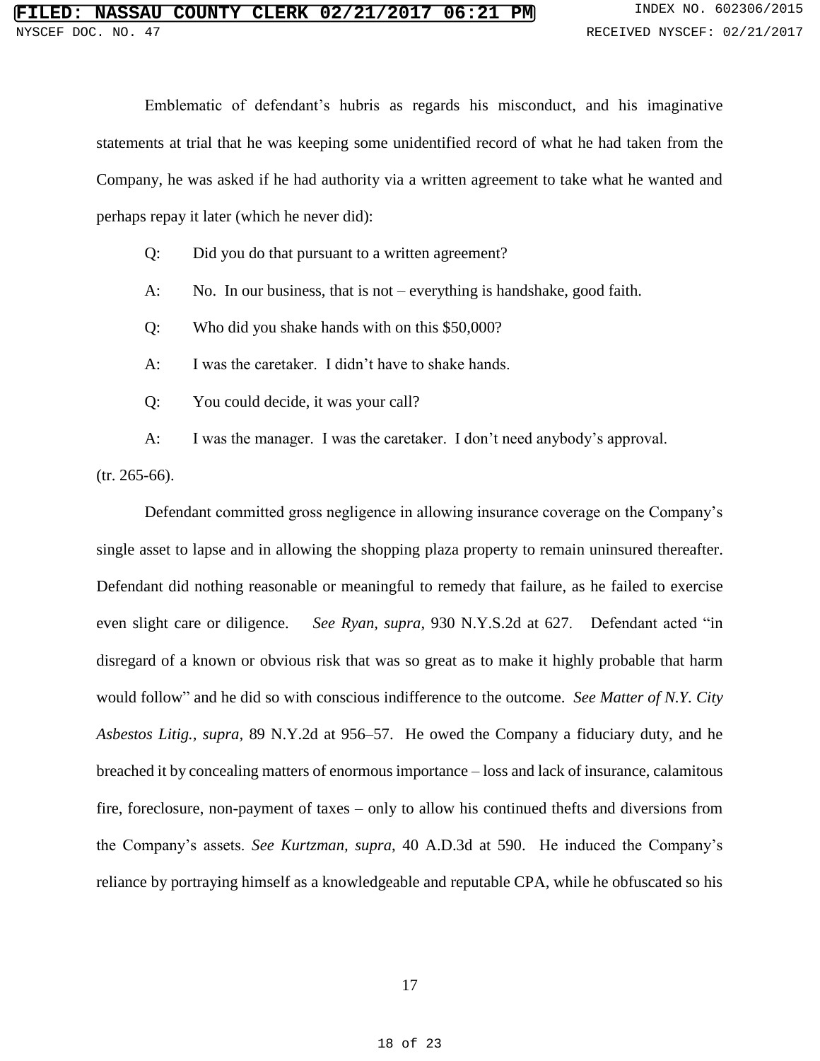Emblematic of defendant's hubris as regards his misconduct, and his imaginative statements at trial that he was keeping some unidentified record of what he had taken from the Company, he was asked if he had authority via a written agreement to take what he wanted and perhaps repay it later (which he never did):

Q: Did you do that pursuant to a written agreement?

A: No. In our business, that is not – everything is handshake, good faith.

Q: Who did you shake hands with on this $50,000?

A: I was the caretaker. I didn't have to shake hands.

Q: You could decide, it was your call?

A: I was the manager. I was the caretaker. I don't need anybody's approval.

(tr. 265-66).

Defendant committed gross negligence in allowing insurance coverage on the Company's single asset to lapse and in allowing the shopping plaza property to remain uninsured thereafter. Defendant did nothing reasonable or meaningful to remedy that failure, as he failed to exercise even slight care or diligence. *See Ryan, supra*, 930 N.Y.S.2d at 627. Defendant acted "in disregard of a known or obvious risk that was so great as to make it highly probable that harm would follow" and he did so with conscious indifference to the outcome. *See Matter of N.Y. City Asbestos Litig., supra*, 89 N.Y.2d at 956–57. He owed the Company a fiduciary duty, and he breached it by concealing matters of enormous importance – loss and lack of insurance, calamitous fire, foreclosure, non-payment of taxes – only to allow his continued thefts and diversions from the Company's assets. *See Kurtzman, supra*, 40 A.D.3d at 590. He induced the Company's reliance by portraying himself as a knowledgeable and reputable CPA, while he obfuscated so his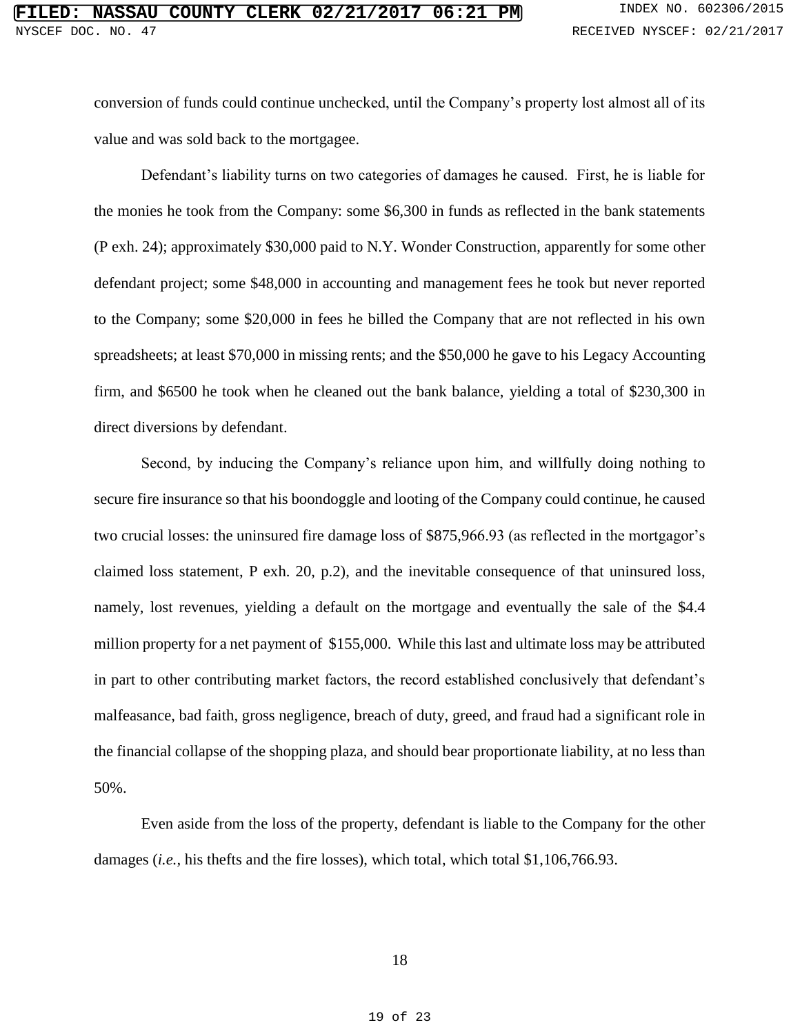conversion of funds could continue unchecked, until the Company's property lost almost all of its value and was sold back to the mortgagee.

Defendant's liability turns on two categories of damages he caused. First, he is liable for the monies he took from the Company: some $6,300 in funds as reflected in the bank statements (P exh. 24); approximately $30,000 paid to N.Y. Wonder Construction, apparently for some other defendant project; some $48,000 in accounting and management fees he took but never reported to the Company; some $20,000 in fees he billed the Company that are not reflected in his own spreadsheets; at least $70,000 in missing rents; and the $50,000 he gave to his Legacy Accounting firm, and $6500 he took when he cleaned out the bank balance, yielding a total of $230,300 in direct diversions by defendant.

Second, by inducing the Company's reliance upon him, and willfully doing nothing to secure fire insurance so that his boondoggle and looting of the Company could continue, he caused two crucial losses: the uninsured fire damage loss of $875,966.93 (as reflected in the mortgagor's claimed loss statement, P exh. 20, p.2), and the inevitable consequence of that uninsured loss, namely, lost revenues, yielding a default on the mortgage and eventually the sale of the $4.4 million property for a net payment of $155,000. While this last and ultimate loss may be attributed in part to other contributing market factors, the record established conclusively that defendant's malfeasance, bad faith, gross negligence, breach of duty, greed, and fraud had a significant role in the financial collapse of the shopping plaza, and should bear proportionate liability, at no less than 50%.

Even aside from the loss of the property, defendant is liable to the Company for the other damages (*i.e.*, his thefts and the fire losses), which total, which total $1,106,766.93.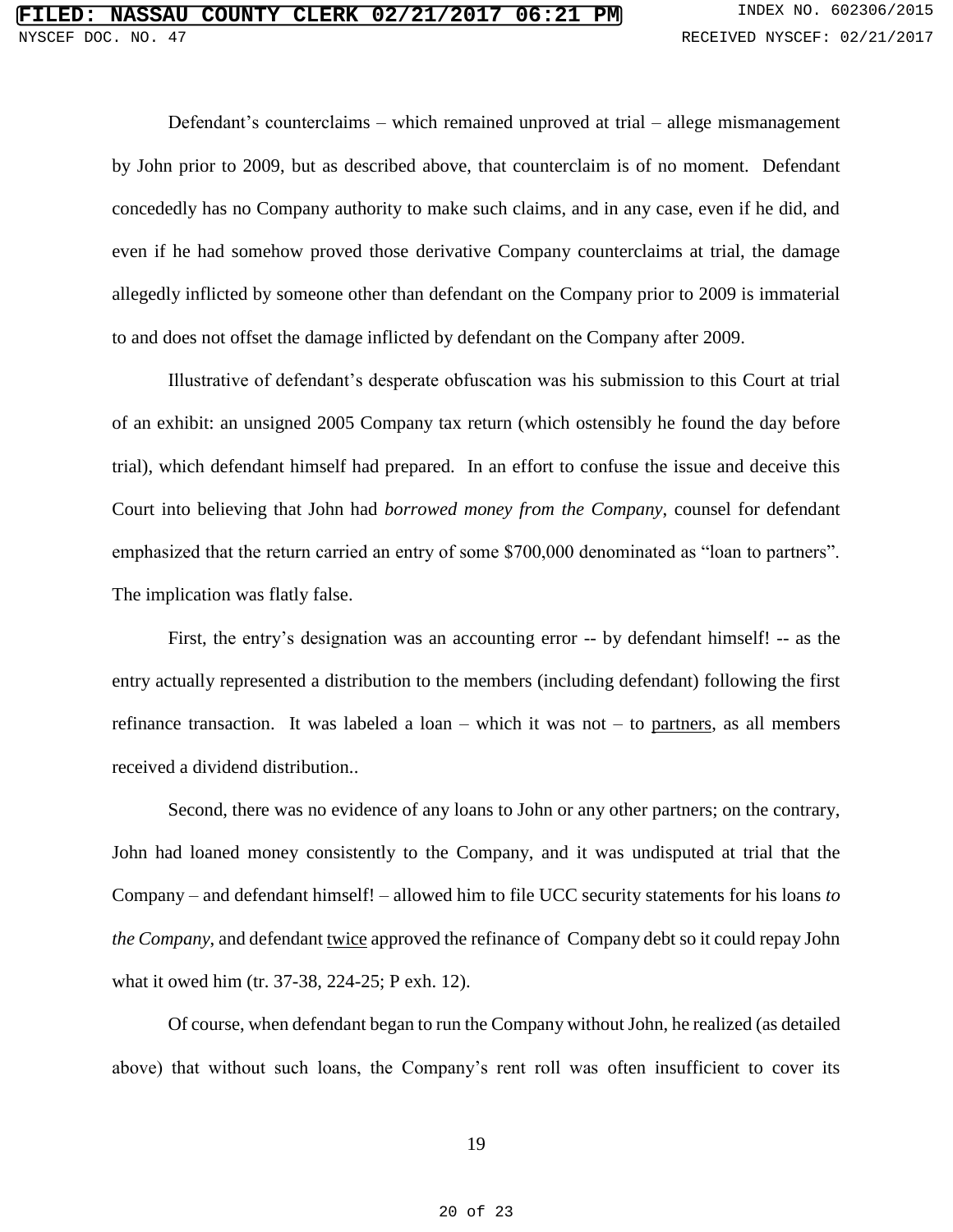Defendant's counterclaims – which remained unproved at trial – allege mismanagement by John prior to 2009, but as described above, that counterclaim is of no moment. Defendant concededly has no Company authority to make such claims, and in any case, even if he did, and even if he had somehow proved those derivative Company counterclaims at trial, the damage allegedly inflicted by someone other than defendant on the Company prior to 2009 is immaterial to and does not offset the damage inflicted by defendant on the Company after 2009.

Illustrative of defendant's desperate obfuscation was his submission to this Court at trial of an exhibit: an unsigned 2005 Company tax return (which ostensibly he found the day before trial), which defendant himself had prepared. In an effort to confuse the issue and deceive this Court into believing that John had *borrowed money from the Company*, counsel for defendant emphasized that the return carried an entry of some $700,000 denominated as "loan to partners". The implication was flatly false.

First, the entry's designation was an accounting error -- by defendant himself! -- as the entry actually represented a distribution to the members (including defendant) following the first refinance transaction. It was labeled a loan – which it was not – to <u>partners</u>, as all members received a dividend distribution..

Second, there was no evidence of any loans to John or any other partners; on the contrary, John had loaned money consistently to the Company, and it was undisputed at trial that the Company – and defendant himself! – allowed him to file UCC security statements for his loans *to the Company*, and defendant <u>twice</u> approved the refinance of Company debt so it could repay John what it owed him (tr. 37-38, 224-25; P exh. 12).

Of course, when defendant began to run the Company without John, he realized (as detailed above) that without such loans, the Company's rent roll was often insufficient to cover its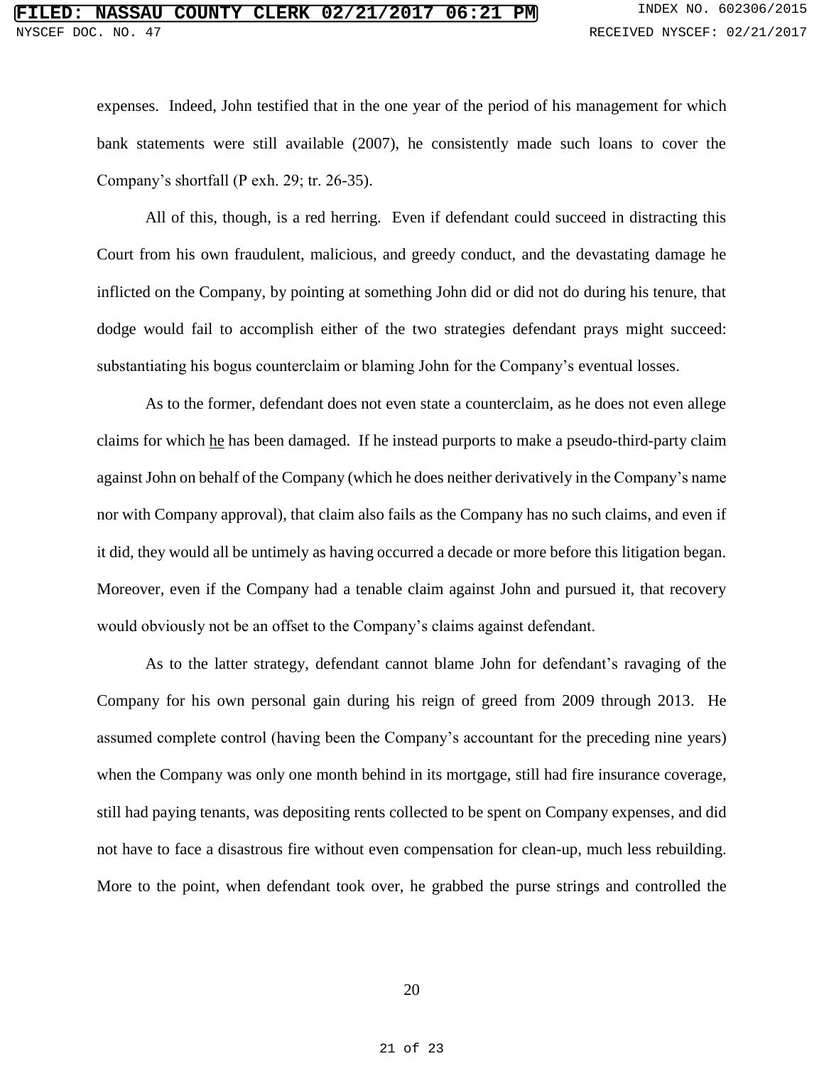expenses. Indeed, John testified that in the one year of the period of his management for which bank statements were still available (2007), he consistently made such loans to cover the Company's shortfall (P exh. 29; tr. 26-35).

All of this, though, is a red herring. Even if defendant could succeed in distracting this Court from his own fraudulent, malicious, and greedy conduct, and the devastating damage he inflicted on the Company, by pointing at something John did or did not do during his tenure, that dodge would fail to accomplish either of the two strategies defendant prays might succeed: substantiating his bogus counterclaim or blaming John for the Company's eventual losses.

As to the former, defendant does not even state a counterclaim, as he does not even allege claims for which <u>he</u> has been damaged. If he instead purports to make a pseudo-third-party claim against John on behalf of the Company (which he does neither derivatively in the Company's name nor with Company approval), that claim also fails as the Company has no such claims, and even if it did, they would all be untimely as having occurred a decade or more before this litigation began. Moreover, even if the Company had a tenable claim against John and pursued it, that recovery would obviously not be an offset to the Company's claims against defendant.

As to the latter strategy, defendant cannot blame John for defendant's ravaging of the Company for his own personal gain during his reign of greed from 2009 through 2013. He assumed complete control (having been the Company's accountant for the preceding nine years) when the Company was only one month behind in its mortgage, still had fire insurance coverage, still had paying tenants, was depositing rents collected to be spent on Company expenses, and did not have to face a disastrous fire without even compensation for clean-up, much less rebuilding. More to the point, when defendant took over, he grabbed the purse strings and controlled the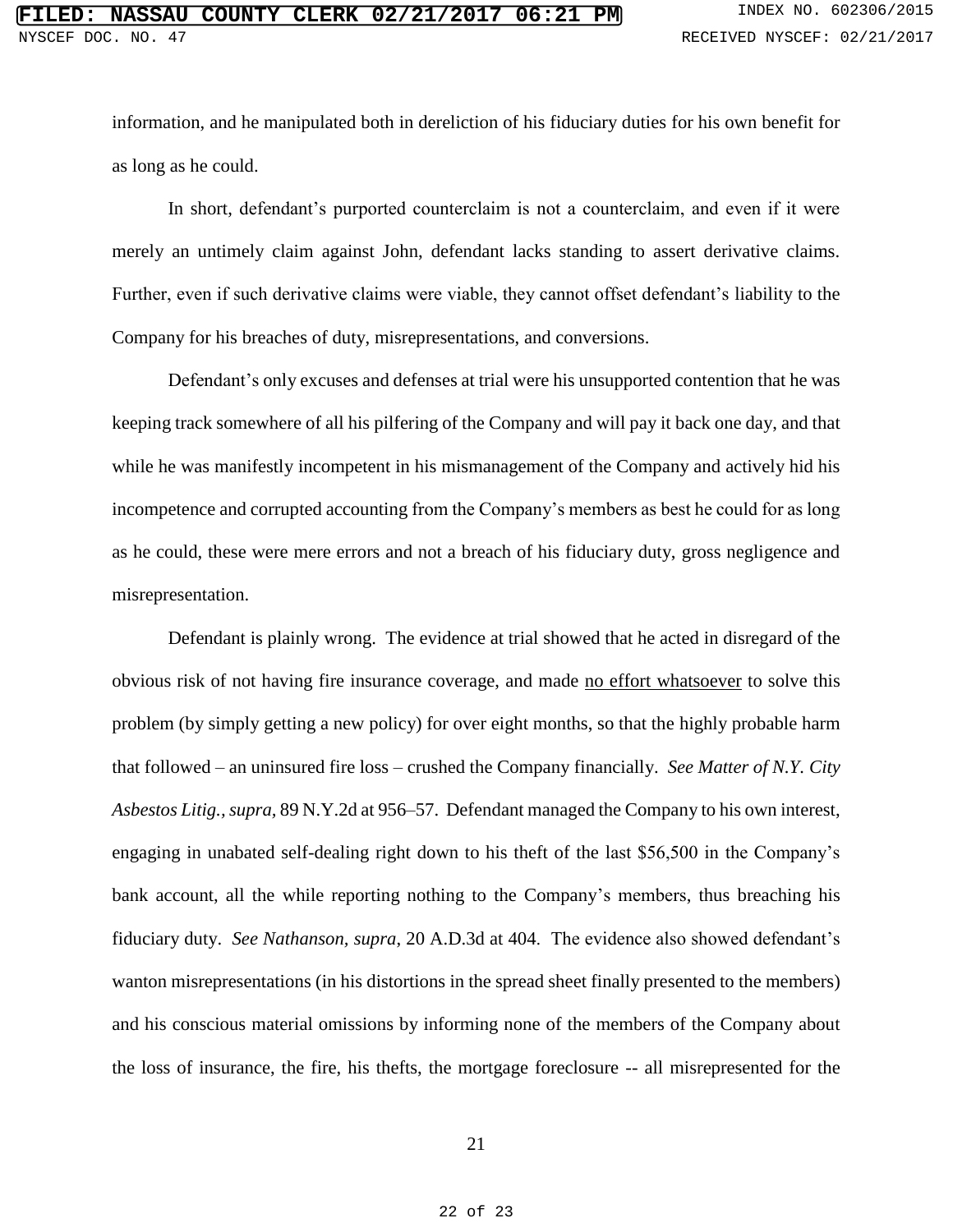information, and he manipulated both in dereliction of his fiduciary duties for his own benefit for as long as he could.

In short, defendant's purported counterclaim is not a counterclaim, and even if it were merely an untimely claim against John, defendant lacks standing to assert derivative claims. Further, even if such derivative claims were viable, they cannot offset defendant's liability to the Company for his breaches of duty, misrepresentations, and conversions.

Defendant's only excuses and defenses at trial were his unsupported contention that he was keeping track somewhere of all his pilfering of the Company and will pay it back one day, and that while he was manifestly incompetent in his mismanagement of the Company and actively hid his incompetence and corrupted accounting from the Company's members as best he could for as long as he could, these were mere errors and not a breach of his fiduciary duty, gross negligence and misrepresentation.

Defendant is plainly wrong. The evidence at trial showed that he acted in disregard of the obvious risk of not having fire insurance coverage, and made <u>no effort whatsoever</u> to solve this problem (by simply getting a new policy) for over eight months, so that the highly probable harm that followed – an uninsured fire loss – crushed the Company financially. *See Matter of N.Y. City Asbestos Litig., supra,* 89 N.Y.2d at 956–57. Defendant managed the Company to his own interest, engaging in unabated self-dealing right down to his theft of the last $56,500 in the Company's bank account, all the while reporting nothing to the Company's members, thus breaching his fiduciary duty. *See Nathanson, supra*, 20 A.D.3d at 404. The evidence also showed defendant's wanton misrepresentations (in his distortions in the spread sheet finally presented to the members) and his conscious material omissions by informing none of the members of the Company about the loss of insurance, the fire, his thefts, the mortgage foreclosure -- all misrepresented for the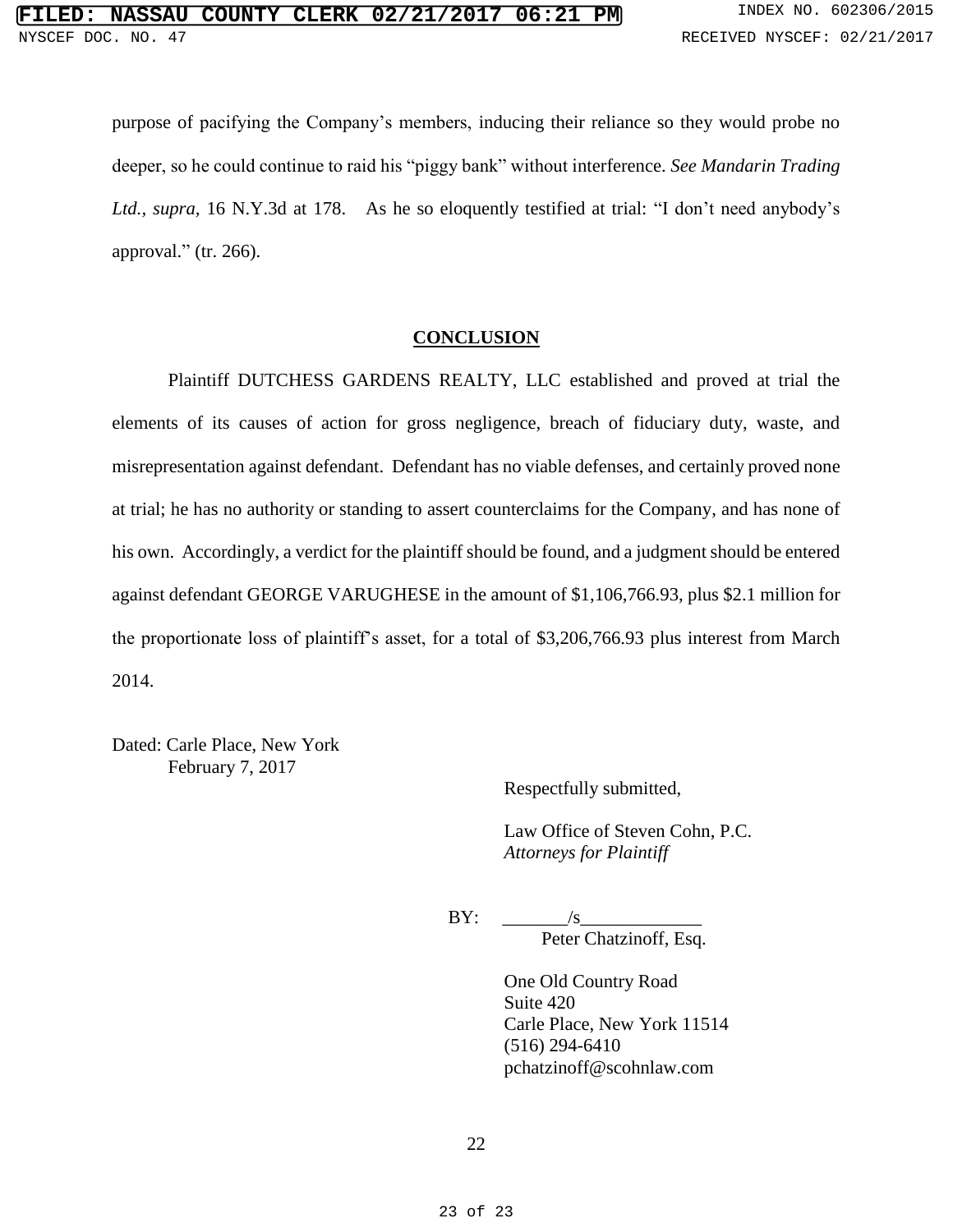purpose of pacifying the Company's members, inducing their reliance so they would probe no deeper, so he could continue to raid his "piggy bank" without interference. *See Mandarin Trading Ltd.*, *supra*, 16 N.Y.3d at 178. As he so eloquently testified at trial: "I don't need anybody's approval." (tr. 266).

## CONCLUSION

Plaintiff DUTCHESS GARDENS REALTY, LLC established and proved at trial the elements of its causes of action for gross negligence, breach of fiduciary duty, waste, and misrepresentation against defendant. Defendant has no viable defenses, and certainly proved none at trial; he has no authority or standing to assert counterclaims for the Company, and has none of his own. Accordingly, a verdict for the plaintiff should be found, and a judgment should be entered against defendant GEORGE VARUGHESE in the amount of $1,106,766.93, plus $2.1 million for the proportionate loss of plaintiff's asset, for a total of $3,206,766.93 plus interest from March 2014.

Dated: Carle Place, New York
February 7, 2017

Respectfully submitted,

Law Office of Steven Cohn, P.C.
*Attorneys for Plaintiff*

BY: _______/s_____________
Peter Chatzinoff, Esq.

One Old Country Road
Suite 420
Carle Place, New York 11514
(516) 294-6410
pchatzinoff@scohnlaw.com